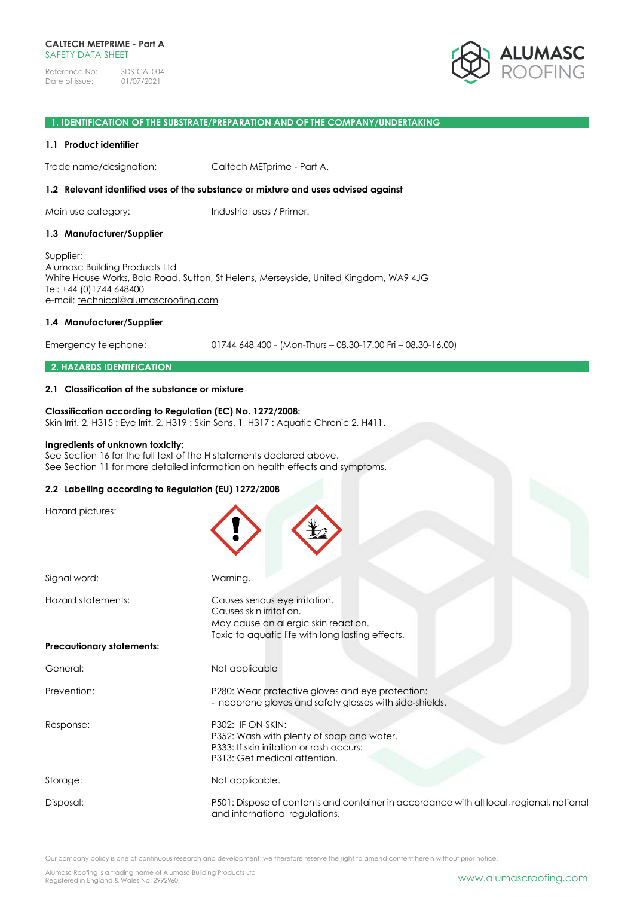**CALTECH METPRIME - Part A**
SAFETY DATA SHEET

Reference No: SDS-CAL004
Date of issue: 01/07/2021

## 1. IDENTIFICATION OF THE SUBSTRATE/PREPARATION AND OF THE COMPANY/UNDERTAKING

### 1.1 Product identifier

Trade name/designation: Caltech METprime - Part A.

### 1.2 Relevant identified uses of the substance or mixture and uses advised against

Main use category: Industrial uses / Primer.

### 1.3 Manufacturer/Supplier

Supplier:
Alumasc Building Products Ltd
White House Works, Bold Road, Sutton, St Helens, Merseyside, United Kingdom, WA9 4JG
Tel: +44 (0)1744 648400
e-mail: technical@alumascroofing.com

### 1.4 Manufacturer/Supplier

Emergency telephone: 01744 648 400 - (Mon-Thurs – 08.30-17.00 Fri – 08.30-16.00)

## 2. HAZARDS IDENTIFICATION

### 2.1 Classification of the substance or mixture

**Classification according to Regulation (EC) No. 1272/2008:**
Skin Irrit. 2, H315 : Eye Irrit. 2, H319 : Skin Sens. 1, H317 : Aquatic Chronic 2, H411.

**Ingredients of unknown toxicity:**
See Section 16 for the full text of the H statements declared above.
See Section 11 for more detailed information on health effects and symptoms.

### 2.2 Labelling according to Regulation (EU) 1272/2008

Hazard pictures:

Signal word: Warning.

Hazard statements:
Causes serious eye irritation.
Causes skin irritation.
May cause an allergic skin reaction.
Toxic to aquatic life with long lasting effects.

**Precautionary statements:**

General: Not applicable

Prevention: P280: Wear protective gloves and eye protection:
- neoprene gloves and safety glasses with side-shields.

Response:
P302: IF ON SKIN:
P352: Wash with plenty of soap and water.
P333: If skin irritation or rash occurs:
P313: Get medical attention.

Storage: Not applicable.

Disposal: P501: Dispose of contents and container in accordance with all local, regional, national and international regulations.

Our company policy is one of continuous research and development; we therefore reserve the right to amend content herein without prior notice.

Alumasc Roofing is a trading name of Alumasc Building Products Ltd
Registered in England & Wales No: 2992960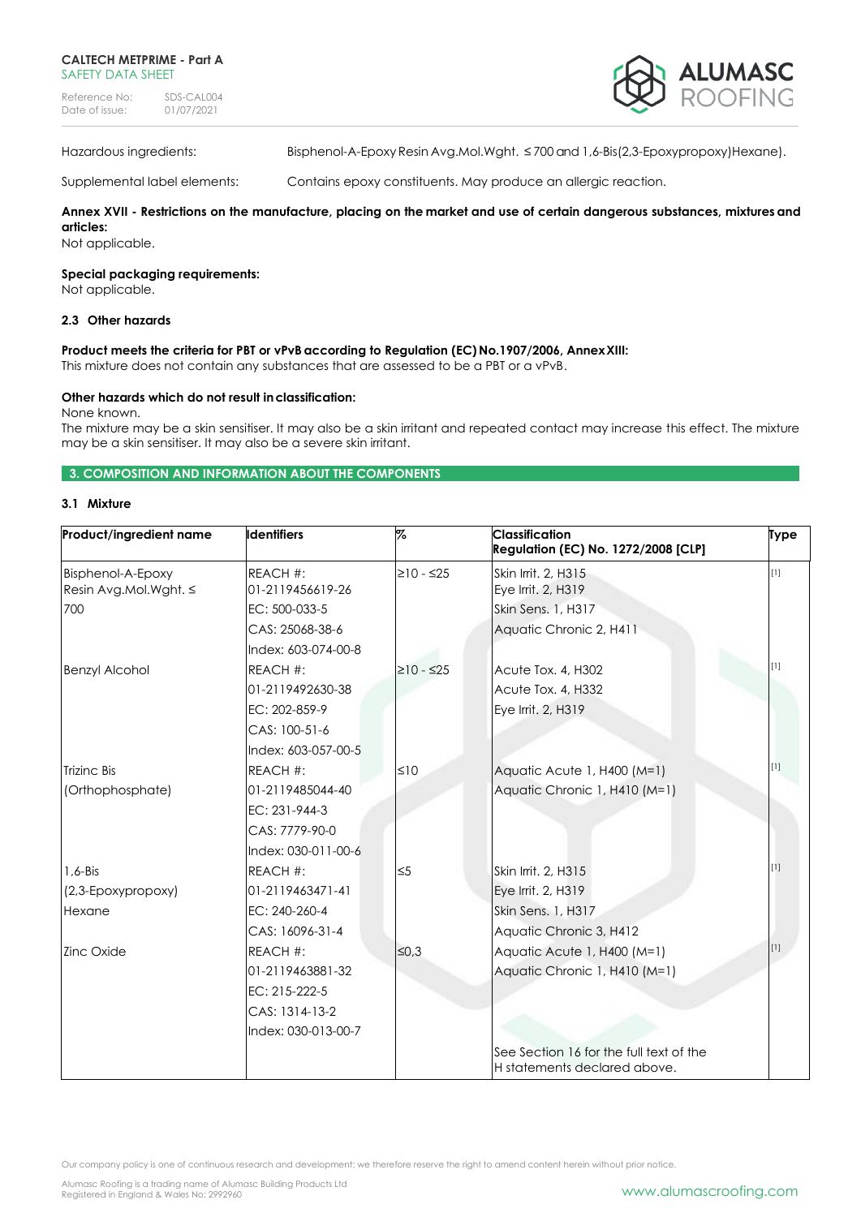Hazardous ingredients: Bisphenol-A-Epoxy Resin Avg.Mol.Wght. ≤ 700 and 1,6-Bis(2,3-Epoxypropoxy)Hexane).

Supplemental label elements: Contains epoxy constituents. May produce an allergic reaction.

**Annex XVII - Restrictions on the manufacture, placing on the market and use of certain dangerous substances, mixtures and articles:**
Not applicable.

**Special packaging requirements:**
Not applicable.

### 2.3 Other hazards

**Product meets the criteria for PBT or vPvB according to Regulation (EC) No.1907/2006, Annex XIII:**
This mixture does not contain any substances that are assessed to be a PBT or a vPvB.

**Other hazards which do not result in classification:**
None known.
The mixture may be a skin sensitiser. It may also be a skin irritant and repeated contact may increase this effect. The mixture may be a skin sensitiser. It may also be a severe skin irritant.

## 3. COMPOSITION AND INFORMATION ABOUT THE COMPONENTS

### 3.1 Mixture

| Product/ingredient name | Identifiers | % | Classification Regulation (EC) No. 1272/2008 [CLP] | Type |
|---|---|---|---|---|
| Bisphenol-A-Epoxy Resin Avg.Mol.Wght. ≤ 700 | REACH #: 01-2119456619-26<br>EC: 500-033-5<br>CAS: 25068-38-6<br>Index: 603-074-00-8 | ≥10 - ≤25 | Skin Irrit. 2, H315<br>Eye Irrit. 2, H319<br>Skin Sens. 1, H317<br>Aquatic Chronic 2, H411 | [1] |
| Benzyl Alcohol | REACH #: 01-2119492630-38<br>EC: 202-859-9<br>CAS: 100-51-6<br>Index: 603-057-00-5 | ≥10 - ≤25 | Acute Tox. 4, H302<br>Acute Tox. 4, H332<br>Eye Irrit. 2, H319 | [1] |
| Trizinc Bis (Orthophosphate) | REACH #: 01-2119485044-40<br>EC: 231-944-3<br>CAS: 7779-90-0<br>Index: 030-011-00-6 | ≤10 | Aquatic Acute 1, H400 (M=1)<br>Aquatic Chronic 1, H410 (M=1) | [1] |
| 1,6-Bis (2,3-Epoxypropoxy) Hexane | REACH #: 01-2119463471-41<br>EC: 240-260-4<br>CAS: 16096-31-4 | ≤5 | Skin Irrit. 2, H315<br>Eye Irrit. 2, H319<br>Skin Sens. 1, H317<br>Aquatic Chronic 3, H412 | [1] |
| Zinc Oxide | REACH #: 01-2119463881-32<br>EC: 215-222-5<br>CAS: 1314-13-2<br>Index: 030-013-00-7 | ≤0,3 | Aquatic Acute 1, H400 (M=1)<br>Aquatic Chronic 1, H410 (M=1) | [1] |
| | | | See Section 16 for the full text of the H statements declared above. | |

Our company policy is one of continuous research and development; we therefore reserve the right to amend content herein without prior notice.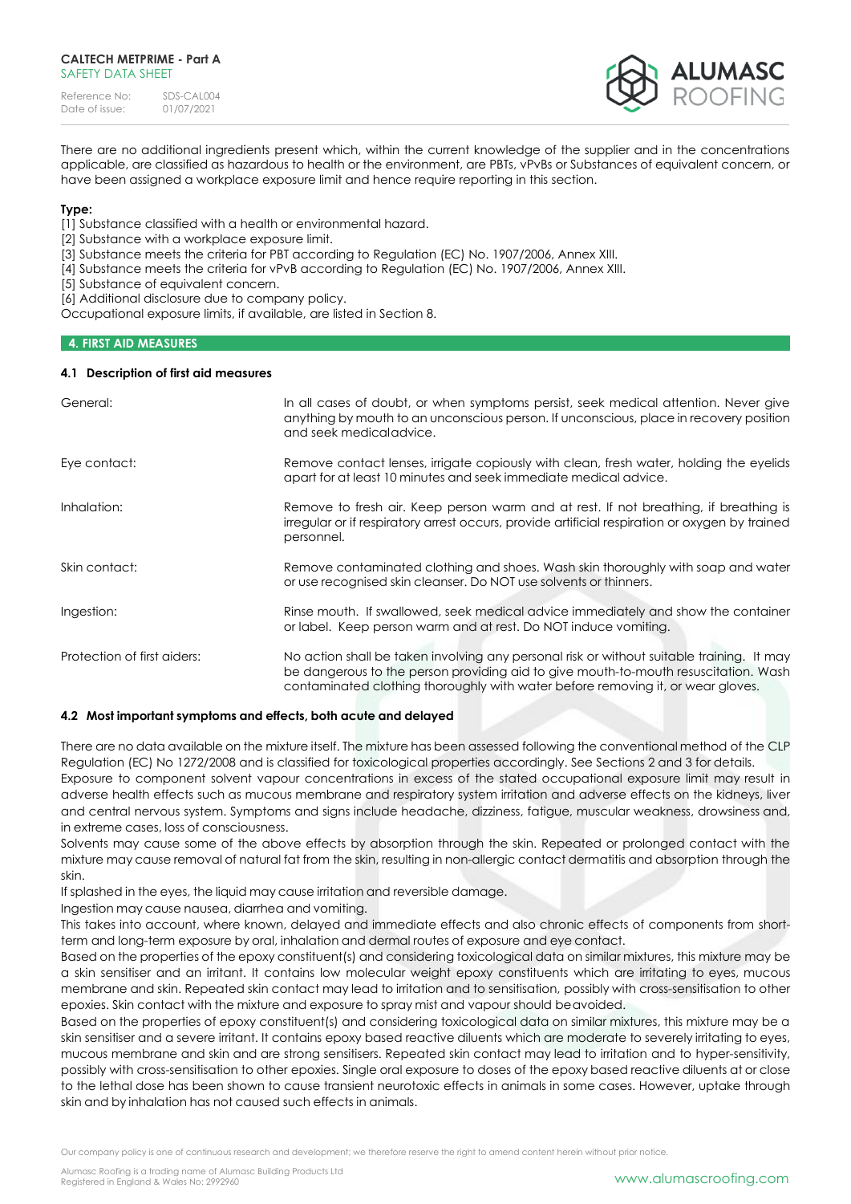There are no additional ingredients present which, within the current knowledge of the supplier and in the concentrations applicable, are classified as hazardous to health or the environment, are PBTs, vPvBs or Substances of equivalent concern, or have been assigned a workplace exposure limit and hence require reporting in this section.

**Type:**
[1] Substance classified with a health or environmental hazard.
[2] Substance with a workplace exposure limit.
[3] Substance meets the criteria for PBT according to Regulation (EC) No. 1907/2006, Annex XIII.
[4] Substance meets the criteria for vPvB according to Regulation (EC) No. 1907/2006, Annex XIII.
[5] Substance of equivalent concern.
[6] Additional disclosure due to company policy.
Occupational exposure limits, if available, are listed in Section 8.

## 4. FIRST AID MEASURES

### 4.1 Description of first aid measures

| | |
|---|---|
| General: | In all cases of doubt, or when symptoms persist, seek medical attention. Never give anything by mouth to an unconscious person. If unconscious, place in recovery position and seek medicaladvice. |
| Eye contact: | Remove contact lenses, irrigate copiously with clean, fresh water, holding the eyelids apart for at least 10 minutes and seek immediate medical advice. |
| Inhalation: | Remove to fresh air. Keep person warm and at rest. If not breathing, if breathing is irregular or if respiratory arrest occurs, provide artificial respiration or oxygen by trained personnel. |
| Skin contact: | Remove contaminated clothing and shoes. Wash skin thoroughly with soap and water or use recognised skin cleanser. Do NOT use solvents or thinners. |
| Ingestion: | Rinse mouth. If swallowed, seek medical advice immediately and show the container or label. Keep person warm and at rest. Do NOT induce vomiting. |
| Protection of first aiders: | No action shall be taken involving any personal risk or without suitable training. It may be dangerous to the person providing aid to give mouth-to-mouth resuscitation. Wash contaminated clothing thoroughly with water before removing it, or wear gloves. |

### 4.2 Most important symptoms and effects, both acute and delayed

There are no data available on the mixture itself. The mixture has been assessed following the conventional method of the CLP Regulation (EC) No 1272/2008 and is classified for toxicological properties accordingly. See Sections 2 and 3 for details.
Exposure to component solvent vapour concentrations in excess of the stated occupational exposure limit may result in adverse health effects such as mucous membrane and respiratory system irritation and adverse effects on the kidneys, liver and central nervous system. Symptoms and signs include headache, dizziness, fatigue, muscular weakness, drowsiness and, in extreme cases, loss of consciousness.
Solvents may cause some of the above effects by absorption through the skin. Repeated or prolonged contact with the mixture may cause removal of natural fat from the skin, resulting in non-allergic contact dermatitis and absorption through the skin.
If splashed in the eyes, the liquid may cause irritation and reversible damage.
Ingestion may cause nausea, diarrhea and vomiting.
This takes into account, where known, delayed and immediate effects and also chronic effects of components from short-term and long-term exposure by oral, inhalation and dermal routes of exposure and eye contact.
Based on the properties of the epoxy constituent(s) and considering toxicological data on similar mixtures, this mixture may be a skin sensitiser and an irritant. It contains low molecular weight epoxy constituents which are irritating to eyes, mucous membrane and skin. Repeated skin contact may lead to irritation and to sensitisation, possibly with cross-sensitisation to other epoxies. Skin contact with the mixture and exposure to spray mist and vapour should beavoided.
Based on the properties of epoxy constituent(s) and considering toxicological data on similar mixtures, this mixture may be a skin sensitiser and a severe irritant. It contains epoxy based reactive diluents which are moderate to severely irritating to eyes, mucous membrane and skin and are strong sensitisers. Repeated skin contact may lead to irritation and to hyper-sensitivity, possibly with cross-sensitisation to other epoxies. Single oral exposure to doses of the epoxy based reactive diluents at or close to the lethal dose has been shown to cause transient neurotoxic effects in animals in some cases. However, uptake through skin and by inhalation has not caused such effects in animals.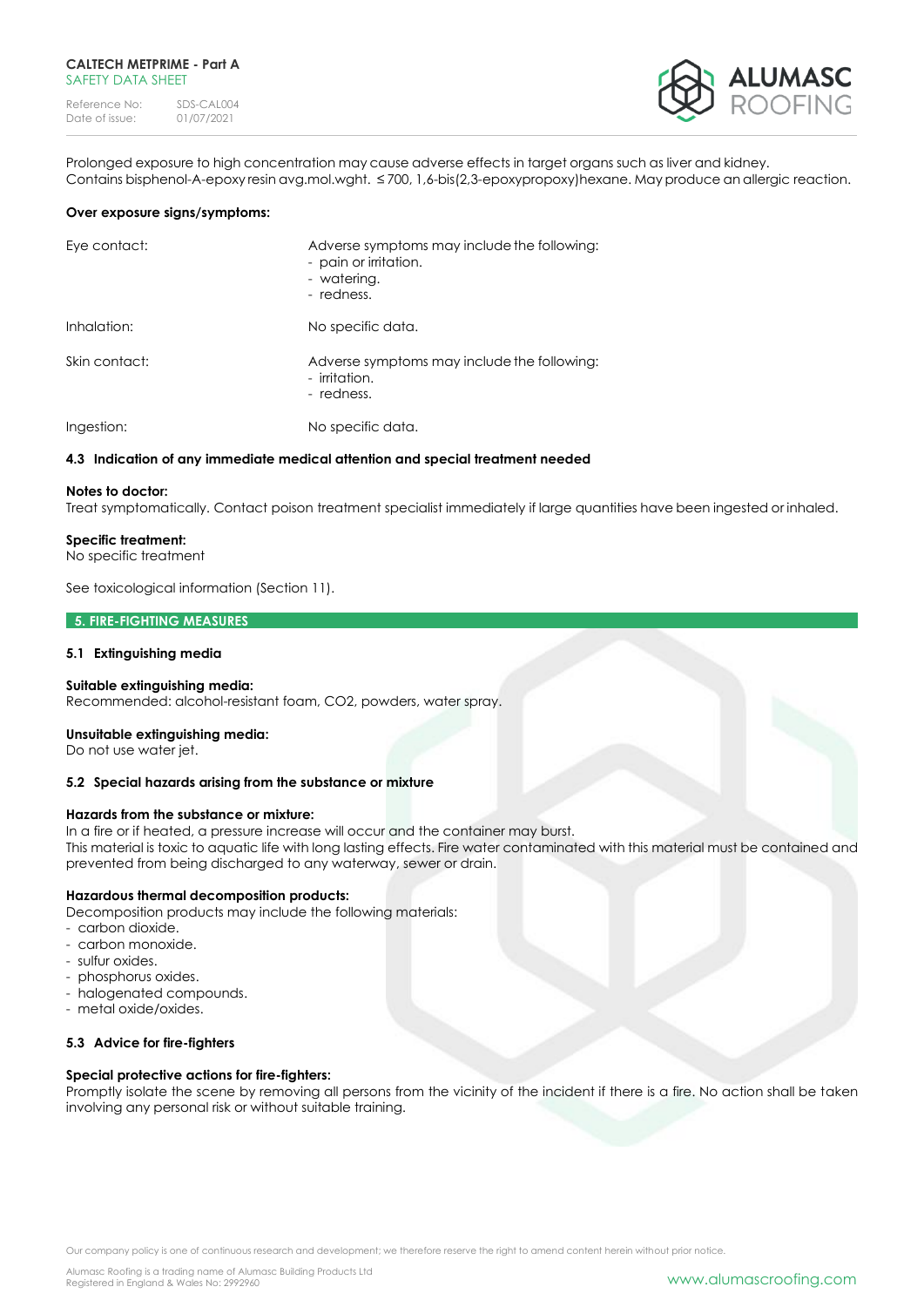Prolonged exposure to high concentration may cause adverse effects in target organs such as liver and kidney.
Contains bisphenol-A-epoxy resin avg.mol.wght. ≤ 700, 1,6-bis(2,3-epoxypropoxy)hexane. May produce an allergic reaction.

**Over exposure signs/symptoms:**

| | |
|---|---|
| Eye contact: | Adverse symptoms may include the following:<br>- pain or irritation.<br>- watering.<br>- redness. |
| Inhalation: | No specific data. |
| Skin contact: | Adverse symptoms may include the following:<br>- irritation.<br>- redness. |
| Ingestion: | No specific data. |

### 4.3 Indication of any immediate medical attention and special treatment needed

**Notes to doctor:**
Treat symptomatically. Contact poison treatment specialist immediately if large quantities have been ingested or inhaled.

**Specific treatment:**
No specific treatment

See toxicological information (Section 11).

## 5. FIRE-FIGHTING MEASURES

### 5.1 Extinguishing media

**Suitable extinguishing media:**
Recommended: alcohol-resistant foam, CO2, powders, water spray.

**Unsuitable extinguishing media:**
Do not use water jet.

### 5.2 Special hazards arising from the substance or mixture

**Hazards from the substance or mixture:**
In a fire or if heated, a pressure increase will occur and the container may burst.
This material is toxic to aquatic life with long lasting effects. Fire water contaminated with this material must be contained and prevented from being discharged to any waterway, sewer or drain.

**Hazardous thermal decomposition products:**
Decomposition products may include the following materials:
- carbon dioxide.
- carbon monoxide.
- sulfur oxides.
- phosphorus oxides.
- halogenated compounds.
- metal oxide/oxides.

### 5.3 Advice for fire-fighters

**Special protective actions for fire-fighters:**
Promptly isolate the scene by removing all persons from the vicinity of the incident if there is a fire. No action shall be taken involving any personal risk or without suitable training.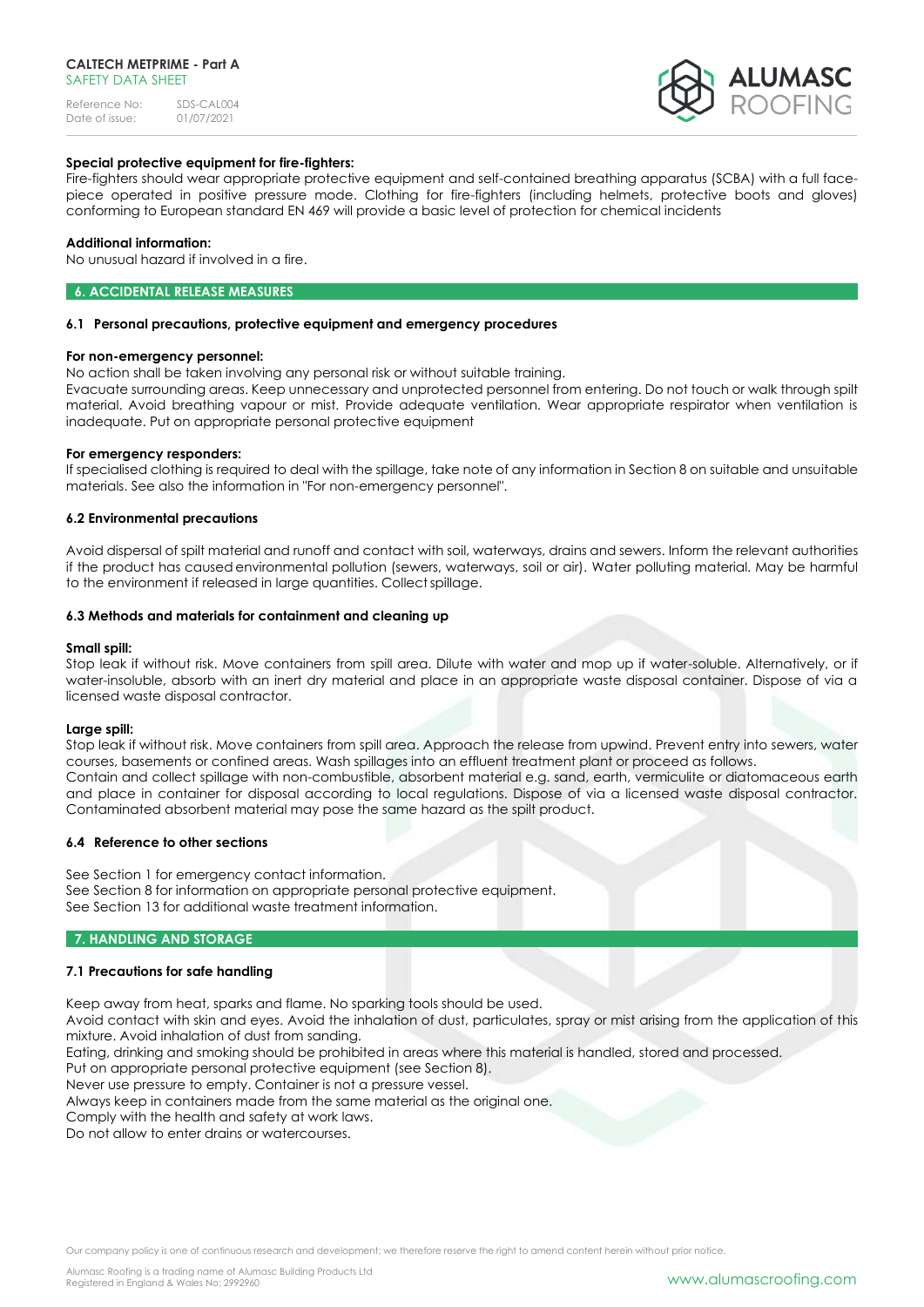**Special protective equipment for fire-fighters:**
Fire-fighters should wear appropriate protective equipment and self-contained breathing apparatus (SCBA) with a full face-piece operated in positive pressure mode. Clothing for fire-fighters (including helmets, protective boots and gloves) conforming to European standard EN 469 will provide a basic level of protection for chemical incidents

**Additional information:**
No unusual hazard if involved in a fire.

## 6. ACCIDENTAL RELEASE MEASURES

### 6.1 Personal precautions, protective equipment and emergency procedures

**For non-emergency personnel:**
No action shall be taken involving any personal risk or without suitable training.
Evacuate surrounding areas. Keep unnecessary and unprotected personnel from entering. Do not touch or walk through spilt material. Avoid breathing vapour or mist. Provide adequate ventilation. Wear appropriate respirator when ventilation is inadequate. Put on appropriate personal protective equipment

**For emergency responders:**
If specialised clothing is required to deal with the spillage, take note of any information in Section 8 on suitable and unsuitable materials. See also the information in "For non-emergency personnel".

### 6.2 Environmental precautions

Avoid dispersal of spilt material and runoff and contact with soil, waterways, drains and sewers. Inform the relevant authorities if the product has caused environmental pollution (sewers, waterways, soil or air). Water polluting material. May be harmful to the environment if released in large quantities. Collect spillage.

### 6.3 Methods and materials for containment and cleaning up

**Small spill:**
Stop leak if without risk. Move containers from spill area. Dilute with water and mop up if water-soluble. Alternatively, or if water-insoluble, absorb with an inert dry material and place in an appropriate waste disposal container. Dispose of via a licensed waste disposal contractor.

**Large spill:**
Stop leak if without risk. Move containers from spill area. Approach the release from upwind. Prevent entry into sewers, water courses, basements or confined areas. Wash spillages into an effluent treatment plant or proceed as follows.
Contain and collect spillage with non-combustible, absorbent material e.g. sand, earth, vermiculite or diatomaceous earth and place in container for disposal according to local regulations. Dispose of via a licensed waste disposal contractor. Contaminated absorbent material may pose the same hazard as the spilt product.

### 6.4 Reference to other sections

See Section 1 for emergency contact information.
See Section 8 for information on appropriate personal protective equipment.
See Section 13 for additional waste treatment information.

## 7. HANDLING AND STORAGE

### 7.1 Precautions for safe handling

Keep away from heat, sparks and flame. No sparking tools should be used.
Avoid contact with skin and eyes. Avoid the inhalation of dust, particulates, spray or mist arising from the application of this mixture. Avoid inhalation of dust from sanding.
Eating, drinking and smoking should be prohibited in areas where this material is handled, stored and processed.
Put on appropriate personal protective equipment (see Section 8).
Never use pressure to empty. Container is not a pressure vessel.
Always keep in containers made from the same material as the original one.
Comply with the health and safety at work laws.
Do not allow to enter drains or watercourses.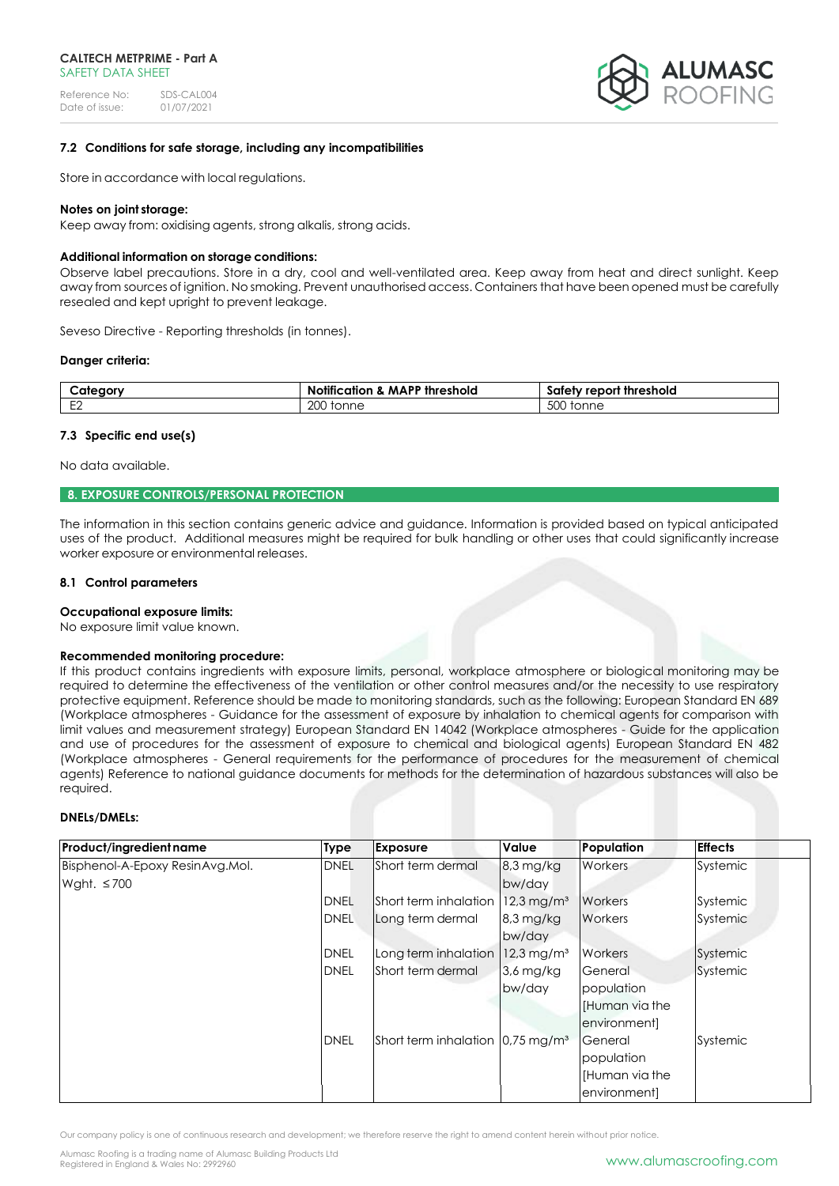### 7.2 Conditions for safe storage, including any incompatibilities

Store in accordance with local regulations.

**Notes on joint storage:**
Keep away from: oxidising agents, strong alkalis, strong acids.

**Additional information on storage conditions:**
Observe label precautions. Store in a dry, cool and well-ventilated area. Keep away from heat and direct sunlight. Keep away from sources of ignition. No smoking. Prevent unauthorised access. Containers that have been opened must be carefully resealed and kept upright to prevent leakage.

Seveso Directive - Reporting thresholds (in tonnes).

**Danger criteria:**

| Category | Notification & MAPP threshold | Safety report threshold |
|---|---|---|
| E2 | 200 tonne | 500 tonne |

### 7.3 Specific end use(s)

No data available.

## 8. EXPOSURE CONTROLS/PERSONAL PROTECTION

The information in this section contains generic advice and guidance. Information is provided based on typical anticipated uses of the product. Additional measures might be required for bulk handling or other uses that could significantly increase worker exposure or environmental releases.

### 8.1 Control parameters

**Occupational exposure limits:**
No exposure limit value known.

**Recommended monitoring procedure:**
If this product contains ingredients with exposure limits, personal, workplace atmosphere or biological monitoring may be required to determine the effectiveness of the ventilation or other control measures and/or the necessity to use respiratory protective equipment. Reference should be made to monitoring standards, such as the following: European Standard EN 689 (Workplace atmospheres - Guidance for the assessment of exposure by inhalation to chemical agents for comparison with limit values and measurement strategy) European Standard EN 14042 (Workplace atmospheres - Guide for the application and use of procedures for the assessment of exposure to chemical and biological agents) European Standard EN 482 (Workplace atmospheres - General requirements for the performance of procedures for the measurement of chemical agents) Reference to national guidance documents for methods for the determination of hazardous substances will also be required.

**DNELs/DMELs:**

| Product/ingredient name | Type | Exposure | Value | Population | Effects |
|---|---|---|---|---|---|
| Bisphenol-A-Epoxy ResinAvg.Mol. Wght. ≤700 | DNEL | Short term dermal | 8,3 mg/kg bw/day | Workers | Systemic |
| | DNEL | Short term inhalation | 12,3 mg/m³ | Workers | Systemic |
| | DNEL | Long term dermal | 8,3 mg/kg bw/day | Workers | Systemic |
| | DNEL | Long term inhalation | 12,3 mg/m³ | Workers | Systemic |
| | DNEL | Short term dermal | 3,6 mg/kg bw/day | General population [Human via the environment] | Systemic |
| | DNEL | Short term inhalation | 0,75 mg/m³ | General population [Human via the environment] | Systemic |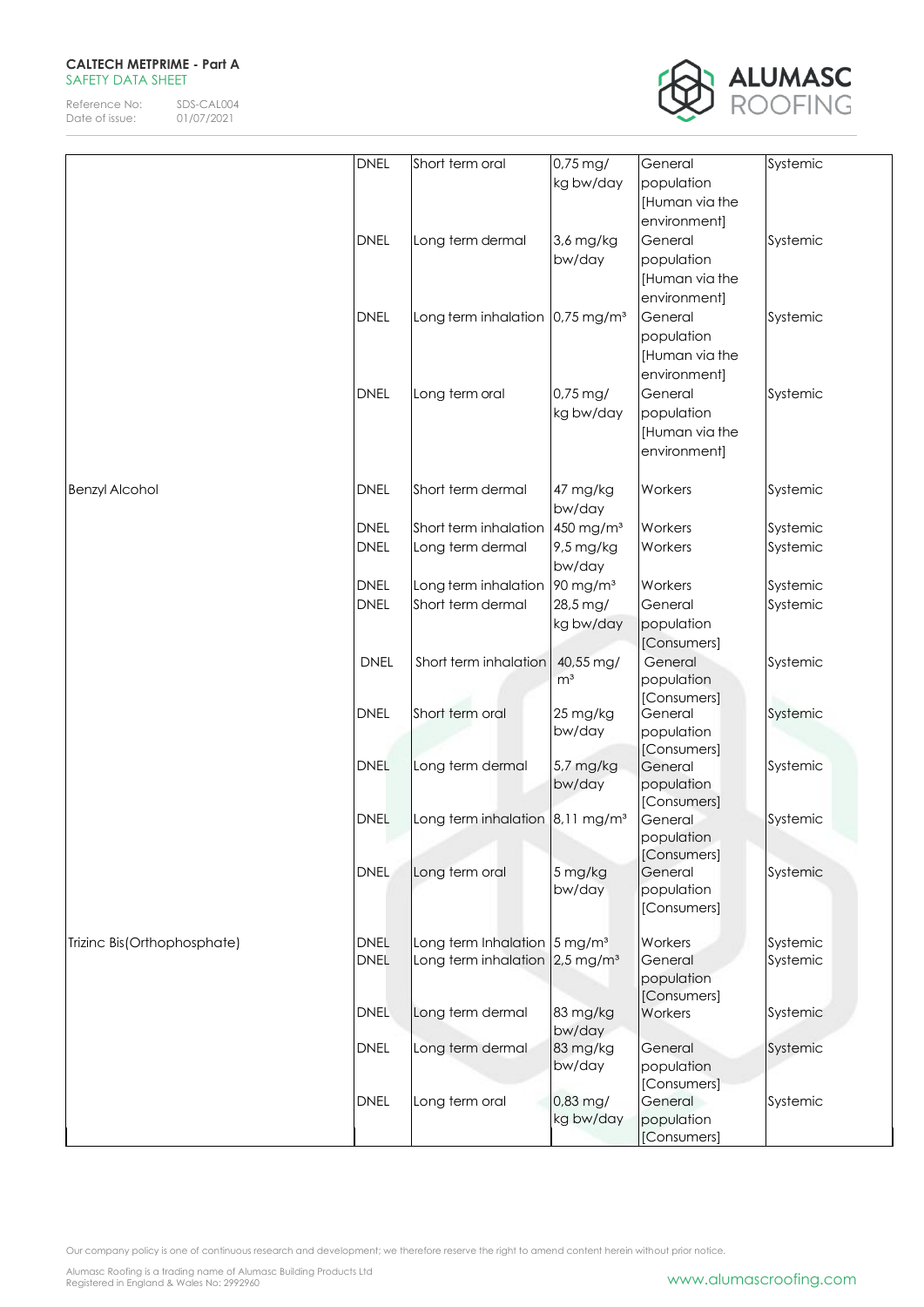| | | | | | |
|---|---|---|---|---|---|
| | DNEL | Short term oral | 0,75 mg/kg bw/day | General population [Human via the environment] | Systemic |
| | DNEL | Long term dermal | 3,6 mg/kg bw/day | General population [Human via the environment] | Systemic |
| | DNEL | Long term inhalation | 0,75 mg/m³ | General population [Human via the environment] | Systemic |
| | DNEL | Long term oral | 0,75 mg/kg bw/day | General population [Human via the environment] | Systemic |
| Benzyl Alcohol | DNEL | Short term dermal | 47 mg/kg bw/day | Workers | Systemic |
| | DNEL | Short term inhalation | 450 mg/m³ | Workers | Systemic |
| | DNEL | Long term dermal | 9,5 mg/kg bw/day | Workers | Systemic |
| | DNEL | Long term inhalation | 90 mg/m³ | Workers | Systemic |
| | DNEL | Short term dermal | 28,5 mg/kg bw/day | General population [Consumers] | Systemic |
| | DNEL | Short term inhalation | 40,55 mg/m³ | General population [Consumers] | Systemic |
| | DNEL | Short term oral | 25 mg/kg bw/day | General population [Consumers] | Systemic |
| | DNEL | Long term dermal | 5,7 mg/kg bw/day | General population [Consumers] | Systemic |
| | DNEL | Long term inhalation | 8,11 mg/m³ | General population [Consumers] | Systemic |
| | DNEL | Long term oral | 5 mg/kg bw/day | General population [Consumers] | Systemic |
| Trizinc Bis(Orthophosphate) | DNEL | Long term Inhalation | 5 mg/m³ | Workers | Systemic |
| | DNEL | Long term inhalation | 2,5 mg/m³ | General population [Consumers] | Systemic |
| | DNEL | Long term dermal | 83 mg/kg bw/day | Workers | Systemic |
| | DNEL | Long term dermal | 83 mg/kg bw/day | General population [Consumers] | Systemic |
| | DNEL | Long term oral | 0,83 mg/kg bw/day | General population [Consumers] | Systemic |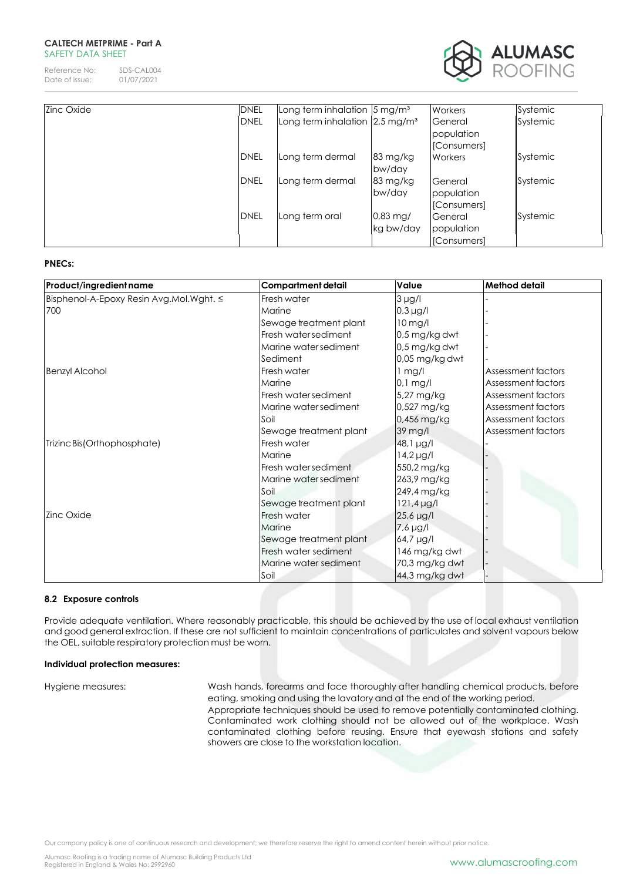| | | | | | |
|---|---|---|---|---|---|
| Zinc Oxide | DNEL | Long term inhalation | 5 mg/m³ | Workers | Systemic |
| | DNEL | Long term inhalation | 2,5 mg/m³ | General population [Consumers] | Systemic |
| | DNEL | Long term dermal | 83 mg/kg bw/day | Workers | Systemic |
| | DNEL | Long term dermal | 83 mg/kg bw/day | General population [Consumers] | Systemic |
| | DNEL | Long term oral | 0,83 mg/kg bw/day | General population [Consumers] | Systemic |

**PNECs:**

| Product/ingredient name | Compartment detail | Value | Method detail |
|---|---|---|---|
| Bisphenol-A-Epoxy Resin Avg.Mol.Wght. ≤ 700 | Fresh water | 3 µg/l | - |
| | Marine | 0,3 µg/l | - |
| | Sewage treatment plant | 10 mg/l | - |
| | Fresh water sediment | 0,5 mg/kg dwt | - |
| | Marine water sediment | 0,5 mg/kg dwt | - |
| | Sediment | 0,05 mg/kg dwt | - |
| Benzyl Alcohol | Fresh water | 1 mg/l | Assessment factors |
| | Marine | 0,1 mg/l | Assessment factors |
| | Fresh water sediment | 5,27 mg/kg | Assessment factors |
| | Marine water sediment | 0,527 mg/kg | Assessment factors |
| | Soil | 0,456 mg/kg | Assessment factors |
| | Sewage treatment plant | 39 mg/l | Assessment factors |
| Trizinc Bis(Orthophosphate) | Fresh water | 48,1 µg/l | - |
| | Marine | 14,2 µg/l | - |
| | Fresh water sediment | 550,2 mg/kg | - |
| | Marine water sediment | 263,9 mg/kg | - |
| | Soil | 249,4 mg/kg | - |
| | Sewage treatment plant | 121,4 µg/l | - |
| Zinc Oxide | Fresh water | 25,6 µg/l | - |
| | Marine | 7,6 µg/l | - |
| | Sewage treatment plant | 64,7 µg/l | - |
| | Fresh water sediment | 146 mg/kg dwt | - |
| | Marine water sediment | 70,3 mg/kg dwt | - |
| | Soil | 44,3 mg/kg dwt | - |

### 8.2 Exposure controls

Provide adequate ventilation. Where reasonably practicable, this should be achieved by the use of local exhaust ventilation and good general extraction. If these are not sufficient to maintain concentrations of particulates and solvent vapours below the OEL, suitable respiratory protection must be worn.

**Individual protection measures:**

Hygiene measures: Wash hands, forearms and face thoroughly after handling chemical products, before eating, smoking and using the lavatory and at the end of the working period. Appropriate techniques should be used to remove potentially contaminated clothing. Contaminated work clothing should not be allowed out of the workplace. Wash contaminated clothing before reusing. Ensure that eyewash stations and safety showers are close to the workstation location.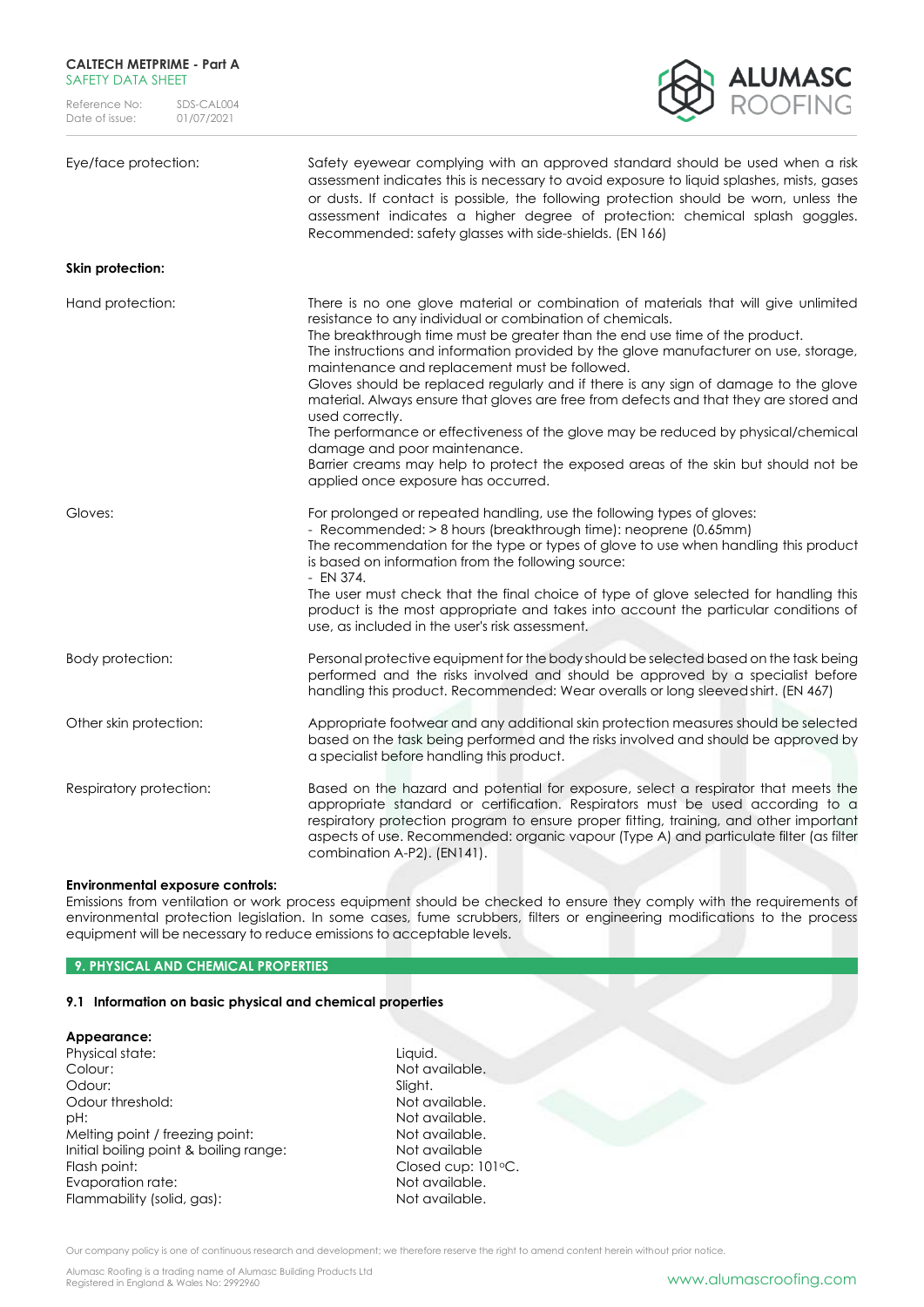| | |
|---|---|
| Eye/face protection: | Safety eyewear complying with an approved standard should be used when a risk assessment indicates this is necessary to avoid exposure to liquid splashes, mists, gases or dusts. If contact is possible, the following protection should be worn, unless the assessment indicates a higher degree of protection: chemical splash goggles. Recommended: safety glasses with side-shields. (EN 166) |

**Skin protection:**

| | |
|---|---|
| Hand protection: | There is no one glove material or combination of materials that will give unlimited resistance to any individual or combination of chemicals. The breakthrough time must be greater than the end use time of the product. The instructions and information provided by the glove manufacturer on use, storage, maintenance and replacement must be followed. Gloves should be replaced regularly and if there is any sign of damage to the glove material. Always ensure that gloves are free from defects and that they are stored and used correctly. The performance or effectiveness of the glove may be reduced by physical/chemical damage and poor maintenance. Barrier creams may help to protect the exposed areas of the skin but should not be applied once exposure has occurred. |
| Gloves: | For prolonged or repeated handling, use the following types of gloves: - Recommended: > 8 hours (breakthrough time): neoprene (0.65mm) The recommendation for the type or types of glove to use when handling this product is based on information from the following source: - EN 374. The user must check that the final choice of type of glove selected for handling this product is the most appropriate and takes into account the particular conditions of use, as included in the user's risk assessment. |
| Body protection: | Personal protective equipment for the body should be selected based on the task being performed and the risks involved and should be approved by a specialist before handling this product. Recommended: Wear overalls or long sleeved shirt. (EN 467) |
| Other skin protection: | Appropriate footwear and any additional skin protection measures should be selected based on the task being performed and the risks involved and should be approved by a specialist before handling this product. |
| Respiratory protection: | Based on the hazard and potential for exposure, select a respirator that meets the appropriate standard or certification. Respirators must be used according to a respiratory protection program to ensure proper fitting, training, and other important aspects of use. Recommended: organic vapour (Type A) and particulate filter (as filter combination A-P2). (EN141). |

**Environmental exposure controls:**
Emissions from ventilation or work process equipment should be checked to ensure they comply with the requirements of environmental protection legislation. In some cases, fume scrubbers, filters or engineering modifications to the process equipment will be necessary to reduce emissions to acceptable levels.

## 9. PHYSICAL AND CHEMICAL PROPERTIES

### 9.1 Information on basic physical and chemical properties

**Appearance:**

| | |
|---|---|
| Physical state: | Liquid. |
| Colour: | Not available. |
| Odour: | Slight. |
| Odour threshold: | Not available. |
| pH: | Not available. |
| Melting point / freezing point: | Not available. |
| Initial boiling point & boiling range: | Not available |
| Flash point: | Closed cup: 101°C. |
| Evaporation rate: | Not available. |
| Flammability (solid, gas): | Not available. |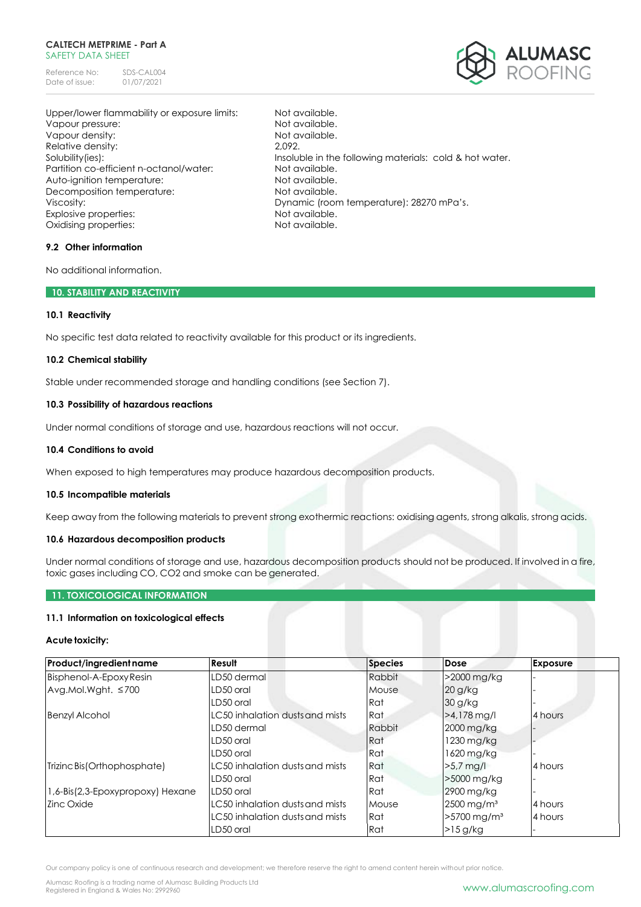| | |
|---|---|
| Upper/lower flammability or exposure limits: | Not available. |
| Vapour pressure: | Not available. |
| Vapour density: | Not available. |
| Relative density: | 2,092. |
| Solubility(ies): | Insoluble in the following materials: cold & hot water. |
| Partition co-efficient n-octanol/water: | Not available. |
| Auto-ignition temperature: | Not available. |
| Decomposition temperature: | Not available. |
| Viscosity: | Dynamic (room temperature): 28270 mPa's. |
| Explosive properties: | Not available. |
| Oxidising properties: | Not available. |

### 9.2 Other information

No additional information.

## 10. STABILITY AND REACTIVITY

### 10.1 Reactivity

No specific test data related to reactivity available for this product or its ingredients.

### 10.2 Chemical stability

Stable under recommended storage and handling conditions (see Section 7).

### 10.3 Possibility of hazardous reactions

Under normal conditions of storage and use, hazardous reactions will not occur.

### 10.4 Conditions to avoid

When exposed to high temperatures may produce hazardous decomposition products.

### 10.5 Incompatible materials

Keep away from the following materials to prevent strong exothermic reactions: oxidising agents, strong alkalis, strong acids.

### 10.6 Hazardous decomposition products

Under normal conditions of storage and use, hazardous decomposition products should not be produced. If involved in a fire, toxic gases including CO, CO2 and smoke can be generated.

## 11. TOXICOLOGICAL INFORMATION

### 11.1 Information on toxicological effects

**Acute toxicity:**

| Product/ingredient name | Result | Species | Dose | Exposure |
|---|---|---|---|---|
| Bisphenol-A-Epoxy Resin | LD50 dermal | Rabbit | >2000 mg/kg | - |
| Avg.Mol.Wght. ≤700 | LD50 oral | Mouse | 20 g/kg | - |
| | LD50 oral | Rat | 30 g/kg | - |
| Benzyl Alcohol | LC50 inhalation dusts and mists | Rat | >4,178 mg/l | 4 hours |
| | LD50 dermal | Rabbit | 2000 mg/kg | - |
| | LD50 oral | Rat | 1230 mg/kg | - |
| | LD50 oral | Rat | 1620 mg/kg | - |
| Trizinc Bis(Orthophosphate) | LC50 inhalation dusts and mists | Rat | >5,7 mg/l | 4 hours |
| | LD50 oral | Rat | >5000 mg/kg | - |
| 1,6-Bis(2,3-Epoxypropoxy) Hexane | LD50 oral | Rat | 2900 mg/kg | - |
| Zinc Oxide | LC50 inhalation dusts and mists | Mouse | 2500 mg/m³ | 4 hours |
| | LC50 inhalation dusts and mists | Rat | >5700 mg/m³ | 4 hours |
| | LD50 oral | Rat | >15 g/kg | - |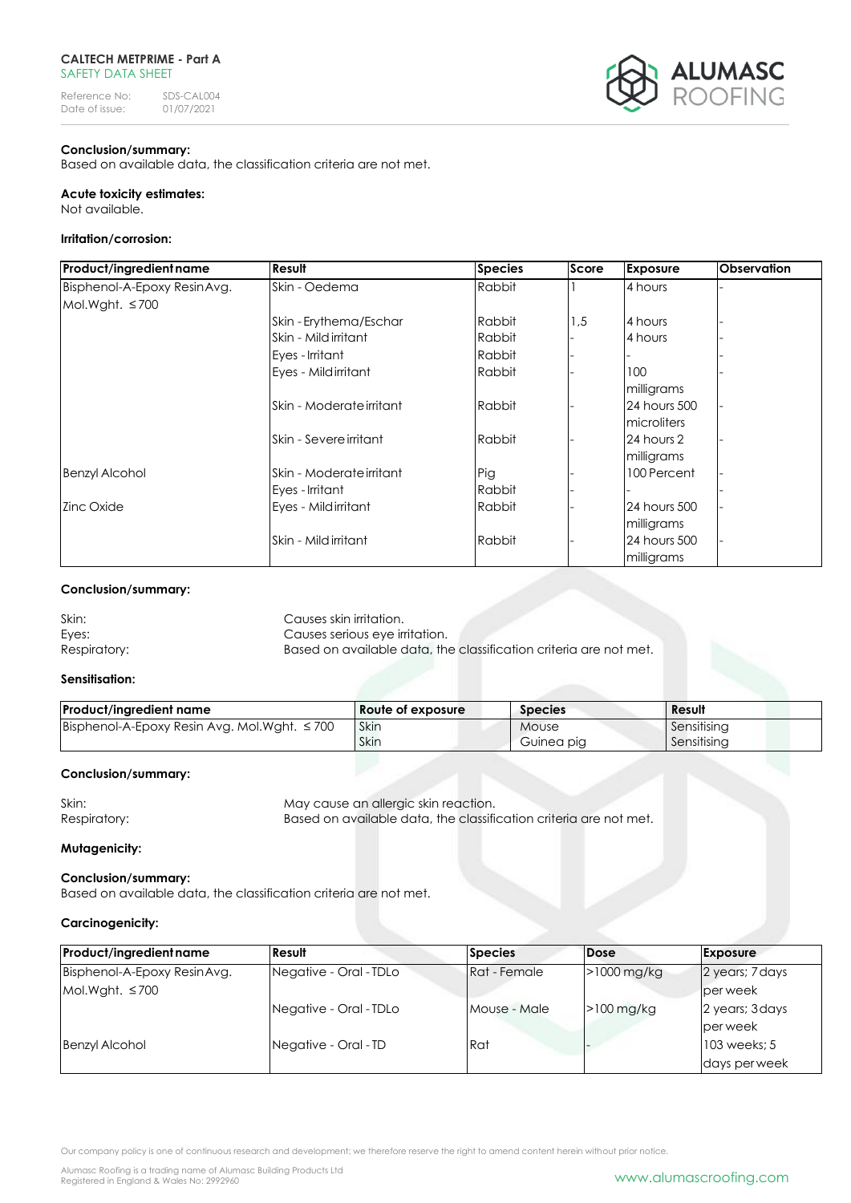**Conclusion/summary:**
Based on available data, the classification criteria are not met.

**Acute toxicity estimates:**
Not available.

**Irritation/corrosion:**

| Product/ingredient name | Result | Species | Score | Exposure | Observation |
|---|---|---|---|---|---|
| Bisphenol-A-Epoxy Resin Avg. Mol.Wght. ≤700 | Skin - Oedema | Rabbit | 1 | 4 hours | - |
| | Skin - Erythema/Eschar | Rabbit | 1,5 | 4 hours | - |
| | Skin - Mild irritant | Rabbit | - | 4 hours | - |
| | Eyes - Irritant | Rabbit | - | - | - |
| | Eyes - Mild irritant | Rabbit | - | 100 milligrams | - |
| | Skin - Moderate irritant | Rabbit | - | 24 hours 500 microliters | - |
| | Skin - Severe irritant | Rabbit | - | 24 hours 2 milligrams | - |
| Benzyl Alcohol | Skin - Moderate irritant | Pig | - | 100 Percent | - |
| | Eyes - Irritant | Rabbit | - | - | - |
| Zinc Oxide | Eyes - Mild irritant | Rabbit | - | 24 hours 500 milligrams | - |
| | Skin - Mild irritant | Rabbit | - | 24 hours 500 milligrams | - |

**Conclusion/summary:**

Skin: Causes skin irritation.
Eyes: Causes serious eye irritation.
Respiratory: Based on available data, the classification criteria are not met.

**Sensitisation:**

| Product/ingredient name | Route of exposure | Species | Result |
|---|---|---|---|
| Bisphenol-A-Epoxy Resin Avg. Mol.Wght. ≤ 700 | Skin | Mouse | Sensitising |
| | Skin | Guinea pig | Sensitising |

**Conclusion/summary:**

Skin: May cause an allergic skin reaction.
Respiratory: Based on available data, the classification criteria are not met.

**Mutagenicity:**

**Conclusion/summary:**
Based on available data, the classification criteria are not met.

**Carcinogenicity:**

| Product/ingredient name | Result | Species | Dose | Exposure |
|---|---|---|---|---|
| Bisphenol-A-Epoxy Resin Avg. Mol.Wght. ≤700 | Negative - Oral - TDLo | Rat - Female | >1000 mg/kg | 2 years; 7 days per week |
| | Negative - Oral - TDLo | Mouse - Male | >100 mg/kg | 2 years; 3 days per week |
| Benzyl Alcohol | Negative - Oral - TD | Rat | - | 103 weeks; 5 days per week |

Our company policy is one of continuous research and development; we therefore reserve the right to amend content herein without prior notice.

Alumasc Roofing is a trading name of Alumasc Building Products Ltd
Registered in England & Wales No: 2992960

www.alumascroofing.com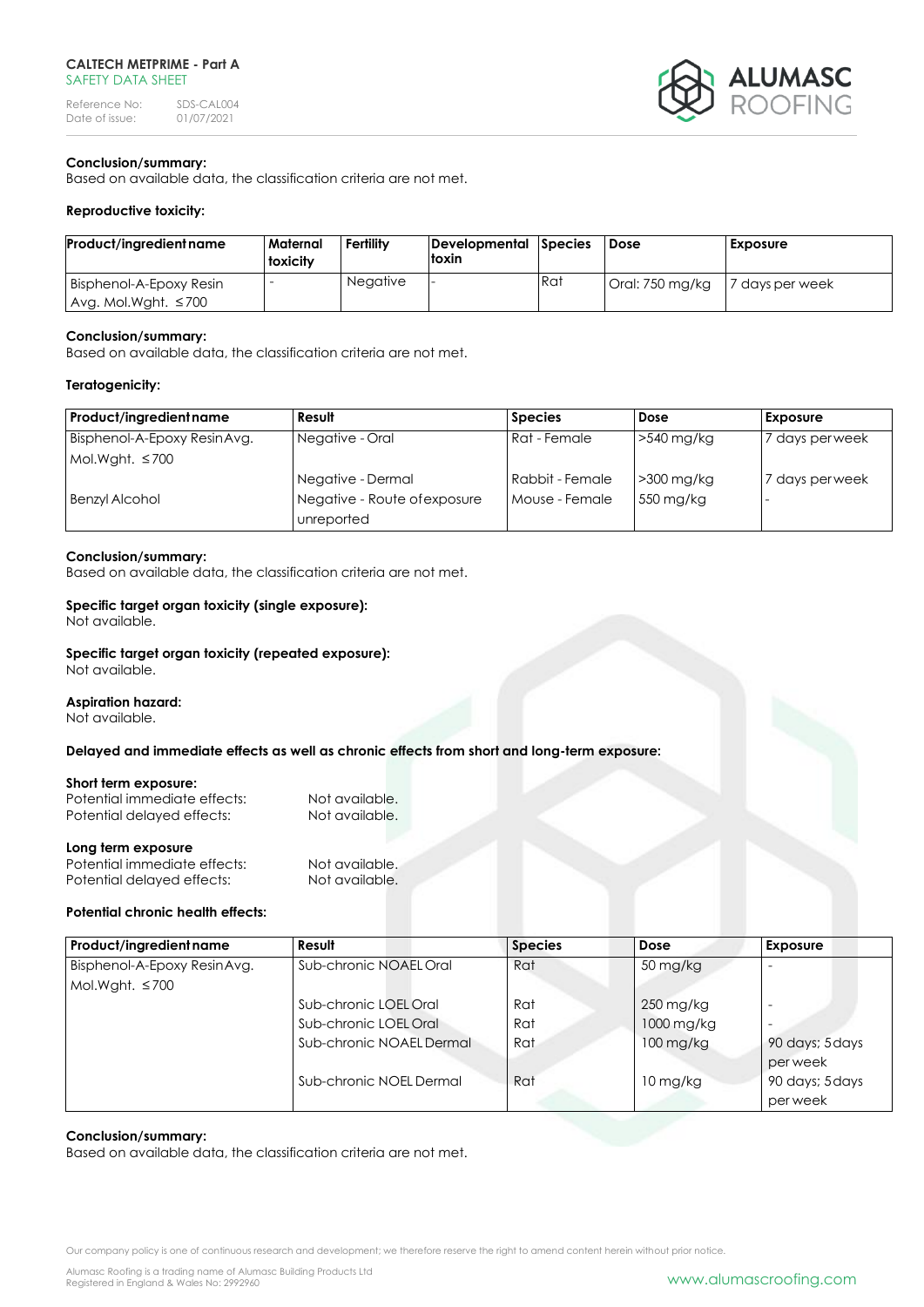**Conclusion/summary:**
Based on available data, the classification criteria are not met.

**Reproductive toxicity:**

| Product/ingredient name | Maternal toxicity | Fertility | Developmental toxin | Species | Dose | Exposure |
|---|---|---|---|---|---|---|
| Bisphenol-A-Epoxy Resin Avg. Mol.Wght. ≤700 | - | Negative | - | Rat | Oral: 750 mg/kg | 7 days per week |

**Conclusion/summary:**
Based on available data, the classification criteria are not met.

**Teratogenicity:**

| Product/ingredient name | Result | Species | Dose | Exposure |
|---|---|---|---|---|
| Bisphenol-A-Epoxy Resin Avg. Mol.Wght. ≤700 | Negative - Oral | Rat - Female | >540 mg/kg | 7 days per week |
| | Negative - Dermal | Rabbit - Female | >300 mg/kg | 7 days per week |
| Benzyl Alcohol | Negative - Route of exposure unreported | Mouse - Female | 550 mg/kg | - |

**Conclusion/summary:**
Based on available data, the classification criteria are not met.

**Specific target organ toxicity (single exposure):**
Not available.

**Specific target organ toxicity (repeated exposure):**
Not available.

**Aspiration hazard:**
Not available.

**Delayed and immediate effects as well as chronic effects from short and long-term exposure:**

**Short term exposure:**
Potential immediate effects: Not available.
Potential delayed effects: Not available.

**Long term exposure**
Potential immediate effects: Not available.
Potential delayed effects: Not available.

**Potential chronic health effects:**

| Product/ingredient name | Result | Species | Dose | Exposure |
|---|---|---|---|---|
| Bisphenol-A-Epoxy Resin Avg. Mol.Wght. ≤700 | Sub-chronic NOAEL Oral | Rat | 50 mg/kg | - |
| | Sub-chronic LOEL Oral | Rat | 250 mg/kg | - |
| | Sub-chronic LOEL Oral | Rat | 1000 mg/kg | - |
| | Sub-chronic NOAEL Dermal | Rat | 100 mg/kg | 90 days; 5 days per week |
| | Sub-chronic NOEL Dermal | Rat | 10 mg/kg | 90 days; 5 days per week |

**Conclusion/summary:**
Based on available data, the classification criteria are not met.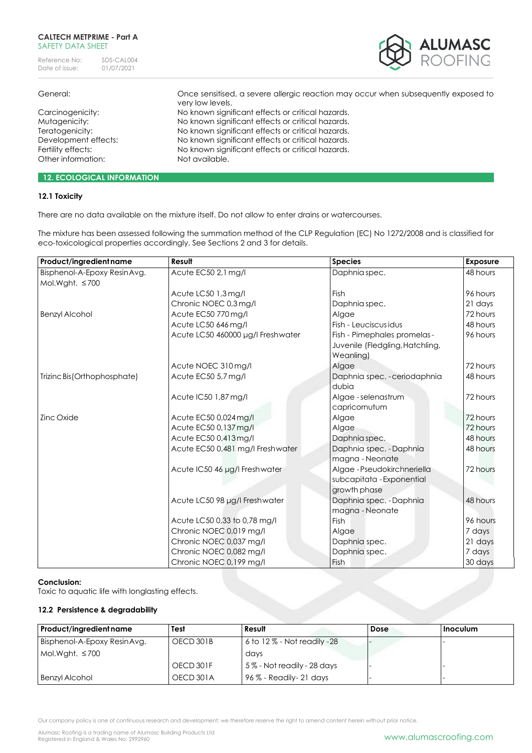| | |
|---|---|
| General: | Once sensitised, a severe allergic reaction may occur when subsequently exposed to very low levels. |
| Carcinogenicity: | No known significant effects or critical hazards. |
| Mutagenicity: | No known significant effects or critical hazards. |
| Teratogenicity: | No known significant effects or critical hazards. |
| Development effects: | No known significant effects or critical hazards. |
| Fertility effects: | No known significant effects or critical hazards. |
| Other information: | Not available. |

## 12. ECOLOGICAL INFORMATION

### 12.1 Toxicity

There are no data available on the mixture itself. Do not allow to enter drains or watercourses.

The mixture has been assessed following the summation method of the CLP Regulation (EC) No 1272/2008 and is classified for eco-toxicological properties accordingly. See Sections 2 and 3 for details.

| Product/ingredient name | Result | Species | Exposure |
|---|---|---|---|
| Bisphenol-A-Epoxy Resin Avg. Mol.Wght. ≤700 | Acute EC50 2,1 mg/l | Daphnia spec. | 48 hours |
| | Acute LC50 1,3 mg/l | Fish | 96 hours |
| | Chronic NOEC 0,3 mg/l | Daphnia spec. | 21 days |
| Benzyl Alcohol | Acute EC50 770 mg/l | Algae | 72 hours |
| | Acute LC50 646 mg/l | Fish - Leuciscus idus | 48 hours |
| | Acute LC50 460000 µg/l Freshwater | Fish - Pimephales promelas - Juvenile (Fledgling, Hatchling, Weanling) | 96 hours |
| | Acute NOEC 310 mg/l | Algae | 72 hours |
| Trizinc Bis(Orthophosphate) | Acute EC50 5,7 mg/l | Daphnia spec. - ceriodaphnia dubia | 48 hours |
| | Acute IC50 1,87 mg/l | Algae - selenastrum capricornutum | 72 hours |
| Zinc Oxide | Acute EC50 0,024 mg/l | Algae | 72 hours |
| | Acute EC50 0,137 mg/l | Algae | 72 hours |
| | Acute EC50 0,413 mg/l | Daphnia spec. | 48 hours |
| | Acute EC50 0,481 mg/l Freshwater | Daphnia spec. - Daphnia magna - Neonate | 48 hours |
| | Acute IC50 46 µg/l Freshwater | Algae - Pseudokirchneriella subcapitata - Exponential growth phase | 72 hours |
| | Acute LC50 98 µg/l Freshwater | Daphnia spec. - Daphnia magna - Neonate | 48 hours |
| | Acute LC50 0,33 to 0,78 mg/l | Fish | 96 hours |
| | Chronic NOEC 0,019 mg/l | Algae | 7 days |
| | Chronic NOEC 0,037 mg/l | Daphnia spec. | 21 days |
| | Chronic NOEC 0,082 mg/l | Daphnia spec. | 7 days |
| | Chronic NOEC 0,199 mg/l | Fish | 30 days |

**Conclusion:**
Toxic to aquatic life with longlasting effects.

### 12.2 Persistence & degradability

| Product/ingredient name | Test | Result | Dose | Inoculum |
|---|---|---|---|---|
| Bisphenol-A-Epoxy Resin Avg. Mol.Wght. ≤700 | OECD 301B | 6 to 12 % - Not readily - 28 days | - | - |
| | OECD 301F | 5 % - Not readily - 28 days | - | - |
| Benzyl Alcohol | OECD 301A | 96 % - Readily - 21 days | - | - |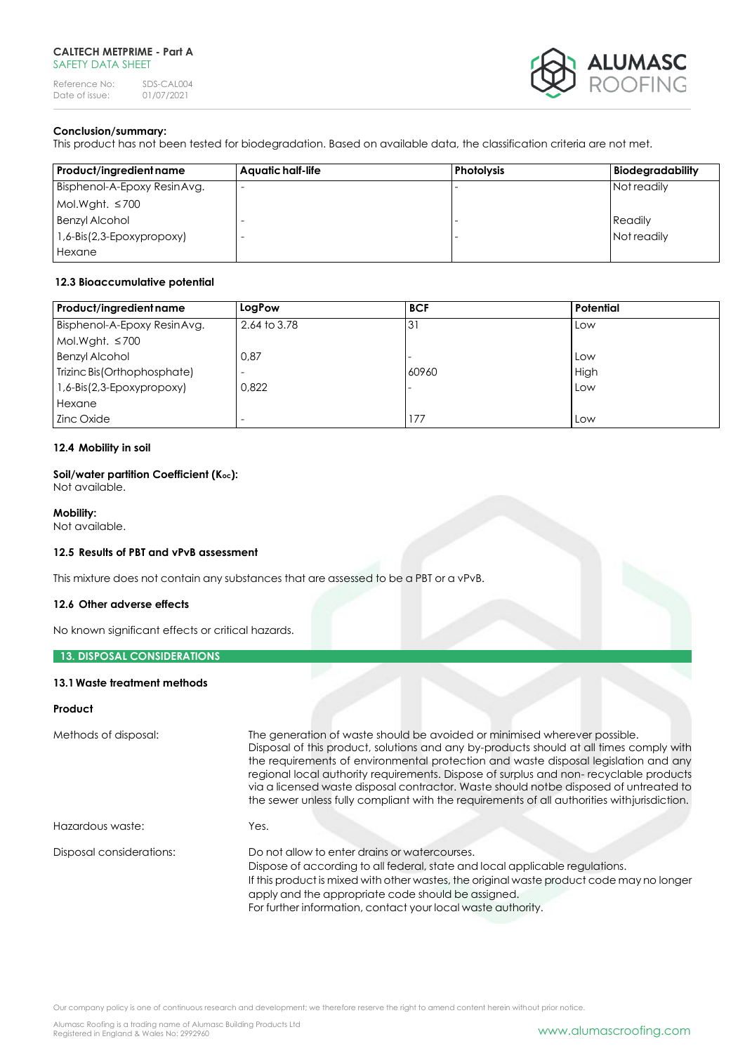**Conclusion/summary:**
This product has not been tested for biodegradation. Based on available data, the classification criteria are not met.

| Product/ingredient name | Aquatic half-life | Photolysis | Biodegradability |
|---|---|---|---|
| Bisphenol-A-Epoxy Resin Avg. Mol.Wght. ≤700 | - | - | Not readily |
| Benzyl Alcohol | - | - | Readily |
| 1,6-Bis(2,3-Epoxypropoxy) Hexane | - | - | Not readily |

#### 12.3 Bioaccumulative potential

| Product/ingredient name | LogPow | BCF | Potential |
|---|---|---|---|
| Bisphenol-A-Epoxy Resin Avg. Mol.Wght. ≤700 | 2.64 to 3.78 | 31 | Low |
| Benzyl Alcohol | 0.87 | - | Low |
| Trizinc Bis(Orthophosphate) | - | 60960 | High |
| 1,6-Bis(2,3-Epoxypropoxy) Hexane | 0.822 | - | Low |
| Zinc Oxide | - | 177 | Low |

#### 12.4 Mobility in soil

**Soil/water partition Coefficient ($K_{oc}$):**
Not available.

**Mobility:**
Not available.

#### 12.5 Results of PBT and vPvB assessment

This mixture does not contain any substances that are assessed to be a PBT or a vPvB.

#### 12.6 Other adverse effects

No known significant effects or critical hazards.

## 13. DISPOSAL CONSIDERATIONS

### 13.1 Waste treatment methods

**Product**

Methods of disposal: The generation of waste should be avoided or minimised wherever possible. Disposal of this product, solutions and any by-products should at all times comply with the requirements of environmental protection and waste disposal legislation and any regional local authority requirements. Dispose of surplus and non- recyclable products via a licensed waste disposal contractor. Waste should notbe disposed of untreated to the sewer unless fully compliant with the requirements of all authorities withjurisdiction.

Hazardous waste: Yes.

Disposal considerations: Do not allow to enter drains or watercourses.
Dispose of according to all federal, state and local applicable regulations.
If this product is mixed with other wastes, the original waste product code may no longer apply and the appropriate code should be assigned.
For further information, contact your local waste authority.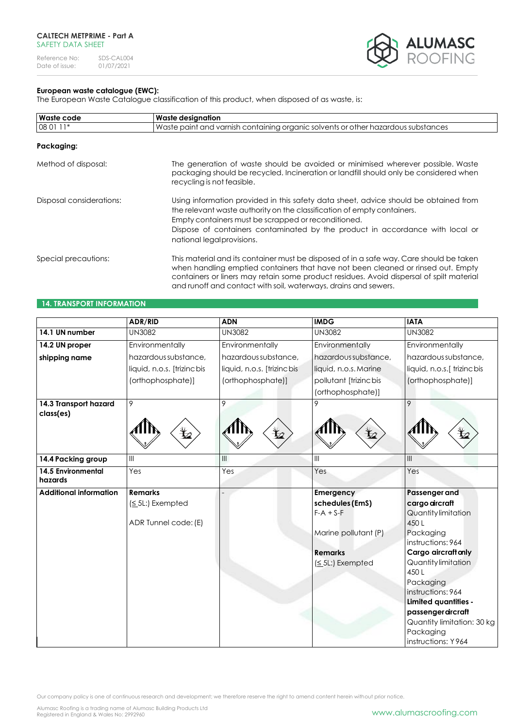**European waste catalogue (EWC):**
The European Waste Catalogue classification of this product, when disposed of as waste, is:

| Waste code | Waste designation |
|---|---|
| 08 01 11* | Waste paint and varnish containing organic solvents or other hazardous substances |

**Packaging:**

Method of disposal: The generation of waste should be avoided or minimised wherever possible. Waste packaging should be recycled. Incineration or landfill should only be considered when recycling is not feasible.

Disposal considerations: Using information provided in this safety data sheet, advice should be obtained from the relevant waste authority on the classification of empty containers.
Empty containers must be scrapped or reconditioned.
Dispose of containers contaminated by the product in accordance with local or national legal provisions.

Special precautions: This material and its container must be disposed of in a safe way. Care should be taken when handling emptied containers that have not been cleaned or rinsed out. Empty containers or liners may retain some product residues. Avoid dispersal of spilt material and runoff and contact with soil, waterways, drains and sewers.

## 14. TRANSPORT INFORMATION

| | ADR/RID | ADN | IMDG | IATA |
|---|---|---|---|---|
| **14.1 UN number** | UN3082 | UN3082 | UN3082 | UN3082 |
| **14.2 UN proper shipping name** | Environmentally hazardous substance, liquid, n.o.s. [trizinc bis (orthophosphate)] | Environmentally hazardous substance, liquid, n.o.s. [trizinc bis (orthophosphate)] | Environmentally hazardous substance, liquid, n.o.s. Marine pollutant [trizinc bis (orthophosphate)] | Environmentally hazardous substance, liquid, n.o.s.[ trizinc bis (orthophosphate)] |
| **14.3 Transport hazard class(es)** | 9 | 9 | 9 | 9 |
| **14.4 Packing group** | III | III | III | III |
| **14.5 Environmental hazards** | Yes | Yes | Yes | Yes |
| **Additional information** | **Remarks** (≤ 5L:) Exempted<br><br>ADR Tunnel code: (E) | - | **Emergency schedules (EmS)** F-A + S-F<br><br>Marine pollutant (P)<br><br>**Remarks** (≤ 5L:) Exempted | **Passenger and cargo aircraft** Quantity limitation 450 L Packaging instructions: 964<br>**Cargo aircraft only** Quantity limitation 450 L Packaging instructions: 964<br>**Limited quantities - passenger aircraft** Quantity limitation: 30 kg Packaging instructions: Y964 |

Our company policy is one of continuous research and development; we therefore reserve the right to amend content herein without prior notice.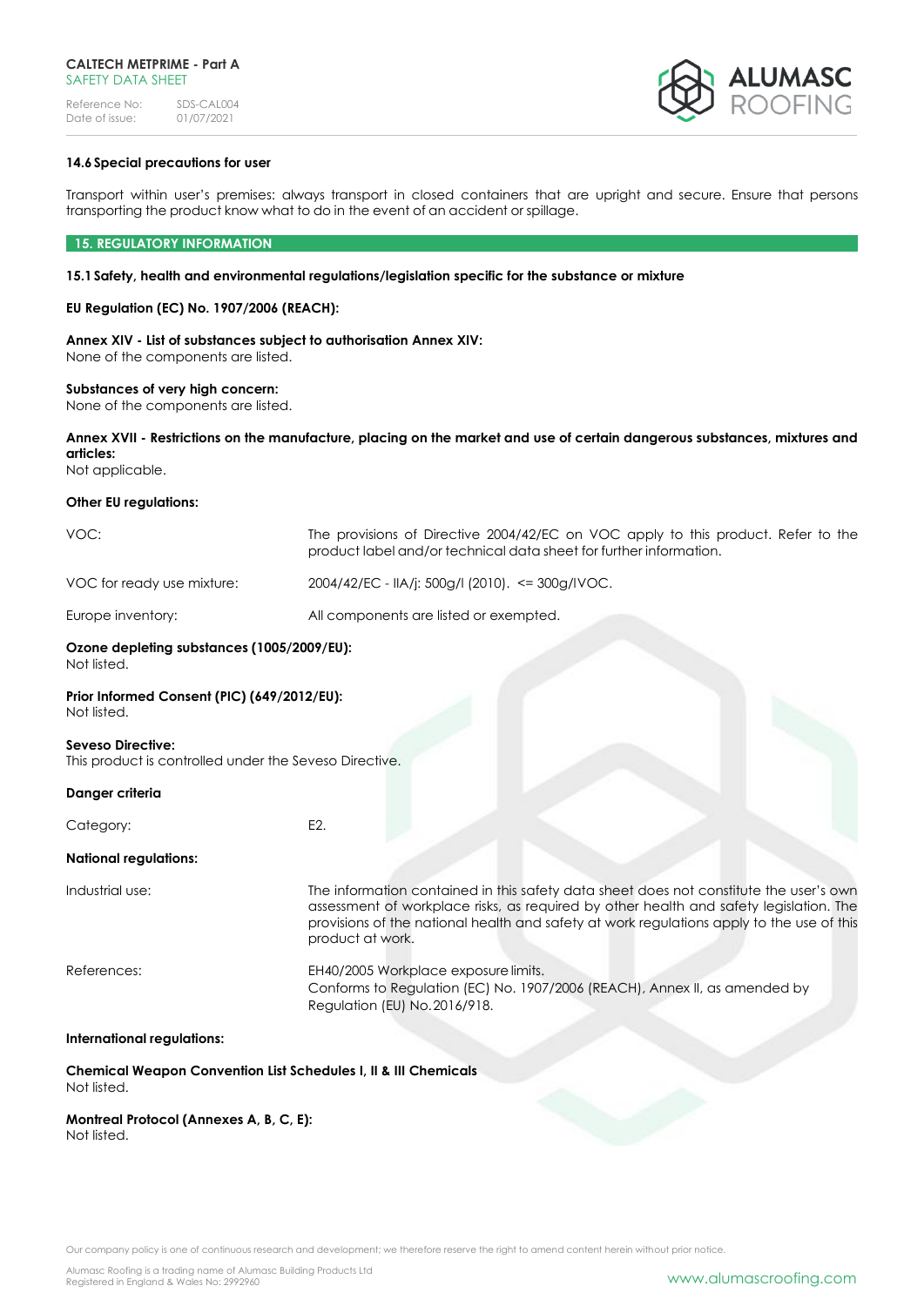#### 14.6 Special precautions for user

Transport within user's premises: always transport in closed containers that are upright and secure. Ensure that persons transporting the product know what to do in the event of an accident or spillage.

## 15. REGULATORY INFORMATION

#### 15.1 Safety, health and environmental regulations/legislation specific for the substance or mixture

**EU Regulation (EC) No. 1907/2006 (REACH):**

**Annex XIV - List of substances subject to authorisation Annex XIV:**
None of the components are listed.

**Substances of very high concern:**
None of the components are listed.

**Annex XVII - Restrictions on the manufacture, placing on the market and use of certain dangerous substances, mixtures and articles:**
Not applicable.

**Other EU regulations:**

| | |
|---|---|
| VOC: | The provisions of Directive 2004/42/EC on VOC apply to this product. Refer to the product label and/or technical data sheet for further information. |
| VOC for ready use mixture: | 2004/42/EC - IIA/j: 500g/l (2010). <= 300g/lVOC. |
| Europe inventory: | All components are listed or exempted. |

**Ozone depleting substances (1005/2009/EU):**
Not listed.

**Prior Informed Consent (PIC) (649/2012/EU):**
Not listed.

**Seveso Directive:**
This product is controlled under the Seveso Directive.

**Danger criteria**

| | |
|---|---|
| Category: | E2. |

**National regulations:**

| | |
|---|---|
| Industrial use: | The information contained in this safety data sheet does not constitute the user's own assessment of workplace risks, as required by other health and safety legislation. The provisions of the national health and safety at work regulations apply to the use of this product at work. |
| References: | EH40/2005 Workplace exposure limits.<br>Conforms to Regulation (EC) No. 1907/2006 (REACH), Annex II, as amended by Regulation (EU) No.2016/918. |

**International regulations:**

**Chemical Weapon Convention List Schedules I, II & III Chemicals**
Not listed.

**Montreal Protocol (Annexes A, B, C, E):**
Not listed.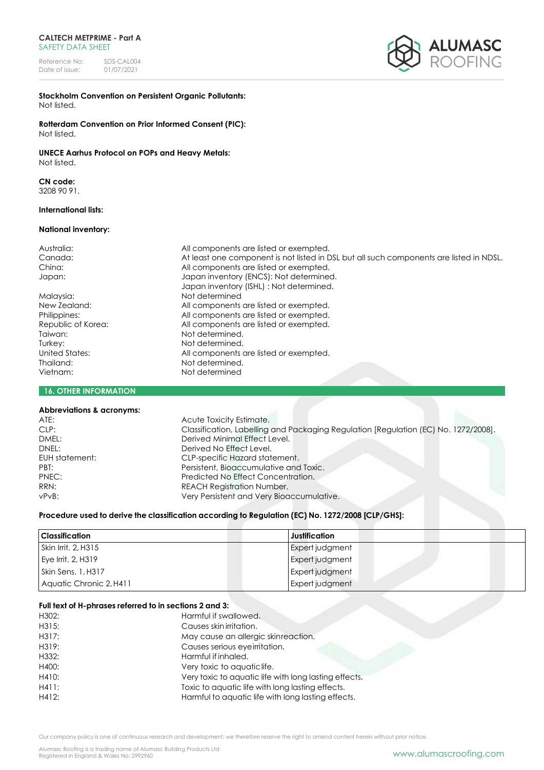**Stockholm Convention on Persistent Organic Pollutants:**
Not listed.

**Rotterdam Convention on Prior Informed Consent (PIC):**
Not listed.

**UNECE Aarhus Protocol on POPs and Heavy Metals:**
Not listed.

**CN code:**
3208 90 91.

**International lists:**

**National inventory:**

| | |
|---|---|
| Australia: | All components are listed or exempted. |
| Canada: | At least one component is not listed in DSL but all such components are listed in NDSL. |
| China: | All components are listed or exempted. |
| Japan: | Japan inventory (ENCS): Not determined.<br>Japan inventory (ISHL) : Not determined. |
| Malaysia: | Not determined |
| New Zealand: | All components are listed or exempted. |
| Philippines: | All components are listed or exempted. |
| Republic of Korea: | All components are listed or exempted. |
| Taiwan: | Not determined. |
| Turkey: | Not determined. |
| United States: | All components are listed or exempted. |
| Thailand: | Not determined. |
| Vietnam: | Not determined |

## 16. OTHER INFORMATION

**Abbreviations & acronyms:**

| | |
|---|---|
| ATE: | Acute Toxicity Estimate. |
| CLP: | Classification, Labelling and Packaging Regulation [Regulation (EC) No. 1272/2008]. |
| DMEL: | Derived Minimal Effect Level. |
| DNEL: | Derived No Effect Level. |
| EUH statement: | CLP-specific Hazard statement. |
| PBT: | Persistent, Bioaccumulative and Toxic. |
| PNEC: | Predicted No Effect Concentration. |
| RRN: | REACH Registration Number. |
| vPvB: | Very Persistent and Very Bioaccumulative. |

**Procedure used to derive the classification according to Regulation (EC) No. 1272/2008 [CLP/GHS]:**

| Classification | Justification |
|---|---|
| Skin Irrit. 2, H315 | Expert judgment |
| Eye Irrit. 2, H319 | Expert judgment |
| Skin Sens. 1, H317 | Expert judgment |
| Aquatic Chronic 2, H411 | Expert judgment |

**Full text of H-phrases referred to in sections 2 and 3:**

| | |
|---|---|
| H302: | Harmful if swallowed. |
| H315: | Causes skin irritation. |
| H317: | May cause an allergic skin reaction. |
| H319: | Causes serious eye irritation. |
| H332: | Harmful if inhaled. |
| H400: | Very toxic to aquatic life. |
| H410: | Very toxic to aquatic life with long lasting effects. |
| H411: | Toxic to aquatic life with long lasting effects. |
| H412: | Harmful to aquatic life with long lasting effects. |

Our company policy is one of continuous research and development; we therefore reserve the right to amend content herein without prior notice.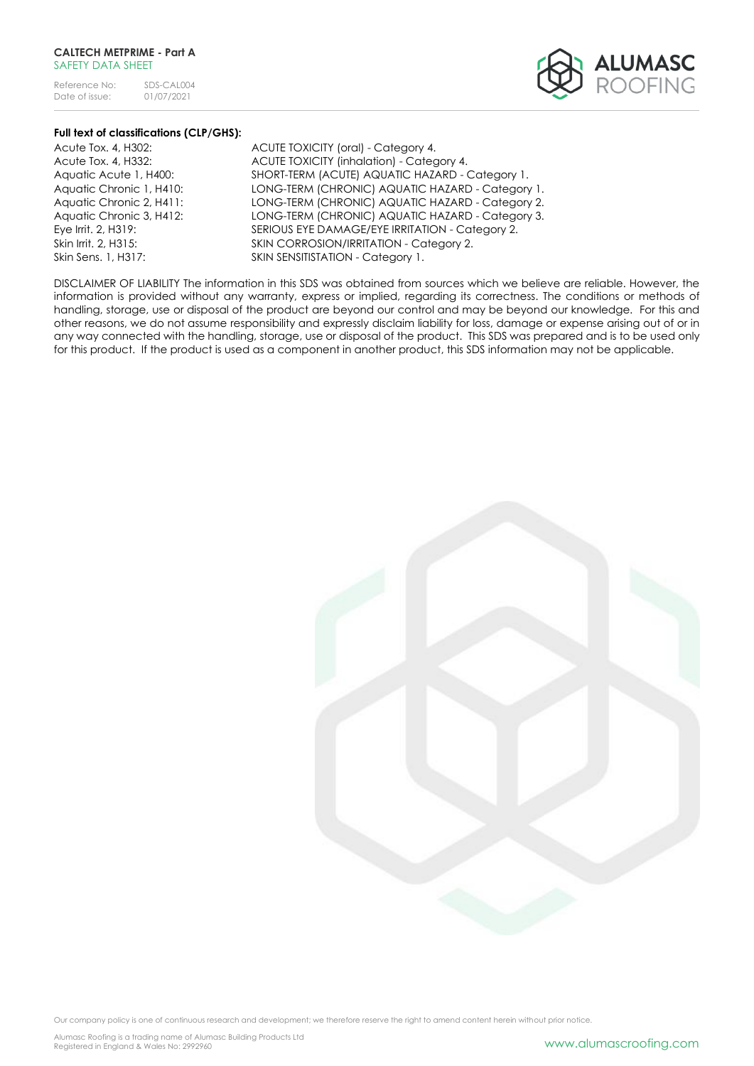**Full text of classifications (CLP/GHS):**

| | |
|---|---|
| Acute Tox. 4, H302: | ACUTE TOXICITY (oral) - Category 4. |
| Acute Tox. 4, H332: | ACUTE TOXICITY (inhalation) - Category 4. |
| Aquatic Acute 1, H400: | SHORT-TERM (ACUTE) AQUATIC HAZARD - Category 1. |
| Aquatic Chronic 1, H410: | LONG-TERM (CHRONIC) AQUATIC HAZARD - Category 1. |
| Aquatic Chronic 2, H411: | LONG-TERM (CHRONIC) AQUATIC HAZARD - Category 2. |
| Aquatic Chronic 3, H412: | LONG-TERM (CHRONIC) AQUATIC HAZARD - Category 3. |
| Eye Irrit. 2, H319: | SERIOUS EYE DAMAGE/EYE IRRITATION - Category 2. |
| Skin Irrit. 2, H315: | SKIN CORROSION/IRRITATION - Category 2. |
| Skin Sens. 1, H317: | SKIN SENSITISTATION - Category 1. |

DISCLAIMER OF LIABILITY The information in this SDS was obtained from sources which we believe are reliable. However, the information is provided without any warranty, express or implied, regarding its correctness. The conditions or methods of handling, storage, use or disposal of the product are beyond our control and may be beyond our knowledge. For this and other reasons, we do not assume responsibility and expressly disclaim liability for loss, damage or expense arising out of or in any way connected with the handling, storage, use or disposal of the product. This SDS was prepared and is to be used only for this product. If the product is used as a component in another product, this SDS information may not be applicable.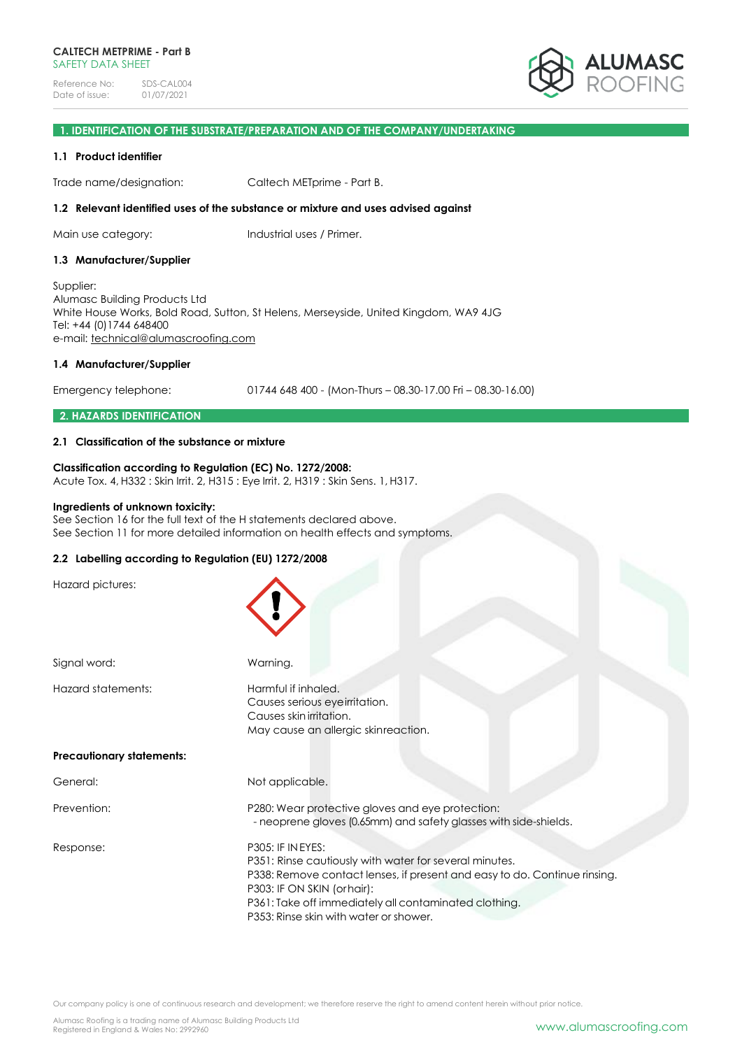## 1. IDENTIFICATION OF THE SUBSTRATE/PREPARATION AND OF THE COMPANY/UNDERTAKING

### 1.1 Product identifier

Trade name/designation: Caltech METprime - Part B.

### 1.2 Relevant identified uses of the substance or mixture and uses advised against

Main use category: Industrial uses / Primer.

### 1.3 Manufacturer/Supplier

Supplier:
Alumasc Building Products Ltd
White House Works, Bold Road, Sutton, St Helens, Merseyside, United Kingdom, WA9 4JG
Tel: +44 (0)1744 648400
e-mail: technical@alumascroofing.com

### 1.4 Manufacturer/Supplier

Emergency telephone: 01744 648 400 - (Mon-Thurs – 08.30-17.00 Fri – 08.30-16.00)

## 2. HAZARDS IDENTIFICATION

### 2.1 Classification of the substance or mixture

**Classification according to Regulation (EC) No. 1272/2008:**
Acute Tox. 4, H332 : Skin Irrit. 2, H315 : Eye Irrit. 2, H319 : Skin Sens. 1, H317.

**Ingredients of unknown toxicity:**
See Section 16 for the full text of the H statements declared above.
See Section 11 for more detailed information on health effects and symptoms.

### 2.2 Labelling according to Regulation (EU) 1272/2008

Hazard pictures:

Signal word: Warning.

Hazard statements:
Harmful if inhaled.
Causes serious eye irritation.
Causes skin irritation.
May cause an allergic skin reaction.

**Precautionary statements:**

General: Not applicable.

Prevention: P280: Wear protective gloves and eye protection:
- neoprene gloves (0.65mm) and safety glasses with side-shields.

Response:
P305: IF IN EYES:
P351: Rinse cautiously with water for several minutes.
P338: Remove contact lenses, if present and easy to do. Continue rinsing.
P303: IF ON SKIN (or hair):
P361: Take off immediately all contaminated clothing.
P353: Rinse skin with water or shower.

Our company policy is one of continuous research and development; we therefore reserve the right to amend content herein without prior notice.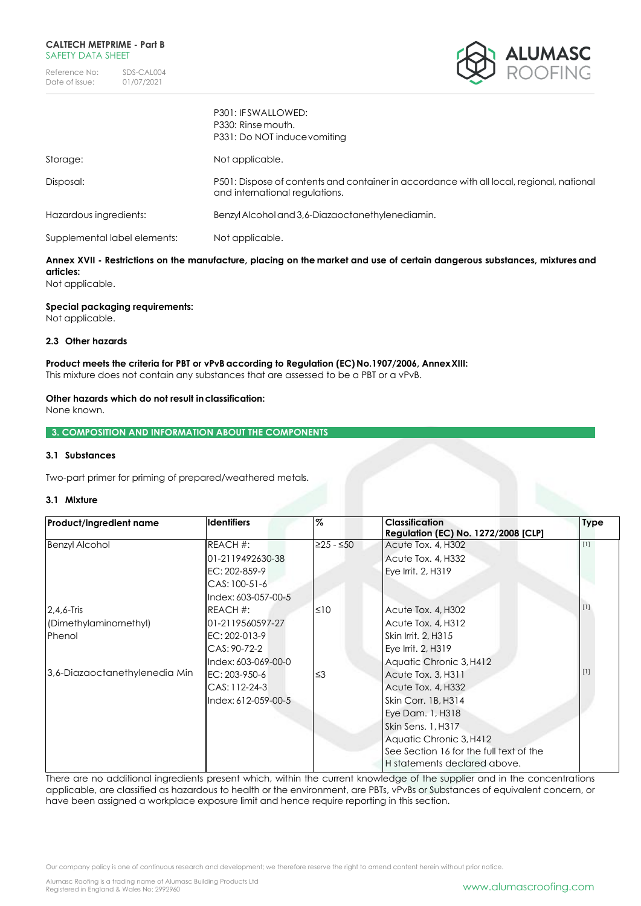| | |
|---|---|
| | P301: IF SWALLOWED:<br>P330: Rinse mouth.<br>P331: Do NOT induce vomiting |
| Storage: | Not applicable. |
| Disposal: | P501: Dispose of contents and container in accordance with all local, regional, national and international regulations. |
| Hazardous ingredients: | Benzyl Alcohol and 3,6-Diazaoctanethylenediamin. |
| Supplemental label elements: | Not applicable. |

**Annex XVII - Restrictions on the manufacture, placing on the market and use of certain dangerous substances, mixtures and articles:**
Not applicable.

**Special packaging requirements:**
Not applicable.

**2.3 Other hazards**

**Product meets the criteria for PBT or vPvB according to Regulation (EC) No.1907/2006, Annex XIII:**
This mixture does not contain any substances that are assessed to be a PBT or a vPvB.

**Other hazards which do not result in classification:**
None known.

## 3. COMPOSITION AND INFORMATION ABOUT THE COMPONENTS

**3.1 Substances**

Two-part primer for priming of prepared/weathered metals.

**3.1 Mixture**

| Product/ingredient name | Identifiers | % | Classification<br>Regulation (EC) No. 1272/2008 [CLP] | Type |
|---|---|---|---|---|
| Benzyl Alcohol | REACH #:<br>01-2119492630-38<br>EC: 202-859-9<br>CAS: 100-51-6<br>Index: 603-057-00-5 | ≥25 - ≤50 | Acute Tox. 4, H302<br>Acute Tox. 4, H332<br>Eye Irrit. 2, H319 | [1] |
| 2,4,6-Tris (Dimethylaminomethyl) Phenol | REACH #:<br>01-2119560597-27<br>EC: 202-013-9<br>CAS: 90-72-2<br>Index: 603-069-00-0 | ≤10 | Acute Tox. 4, H302<br>Acute Tox. 4, H312<br>Skin Irrit. 2, H315<br>Eye Irrit. 2, H319<br>Aquatic Chronic 3, H412 | [1] |
| 3,6-Diazaoctanethylenedia Min | EC: 203-950-6<br>CAS: 112-24-3<br>Index: 612-059-00-5 | ≤3 | Acute Tox. 3, H311<br>Acute Tox. 4, H332<br>Skin Corr. 1B, H314<br>Eye Dam. 1, H318<br>Skin Sens. 1, H317<br>Aquatic Chronic 3, H412<br>See Section 16 for the full text of the H statements declared above. | [1] |

There are no additional ingredients present which, within the current knowledge of the supplier and in the concentrations applicable, are classified as hazardous to health or the environment, are PBTs, vPvBs or Substances of equivalent concern, or have been assigned a workplace exposure limit and hence require reporting in this section.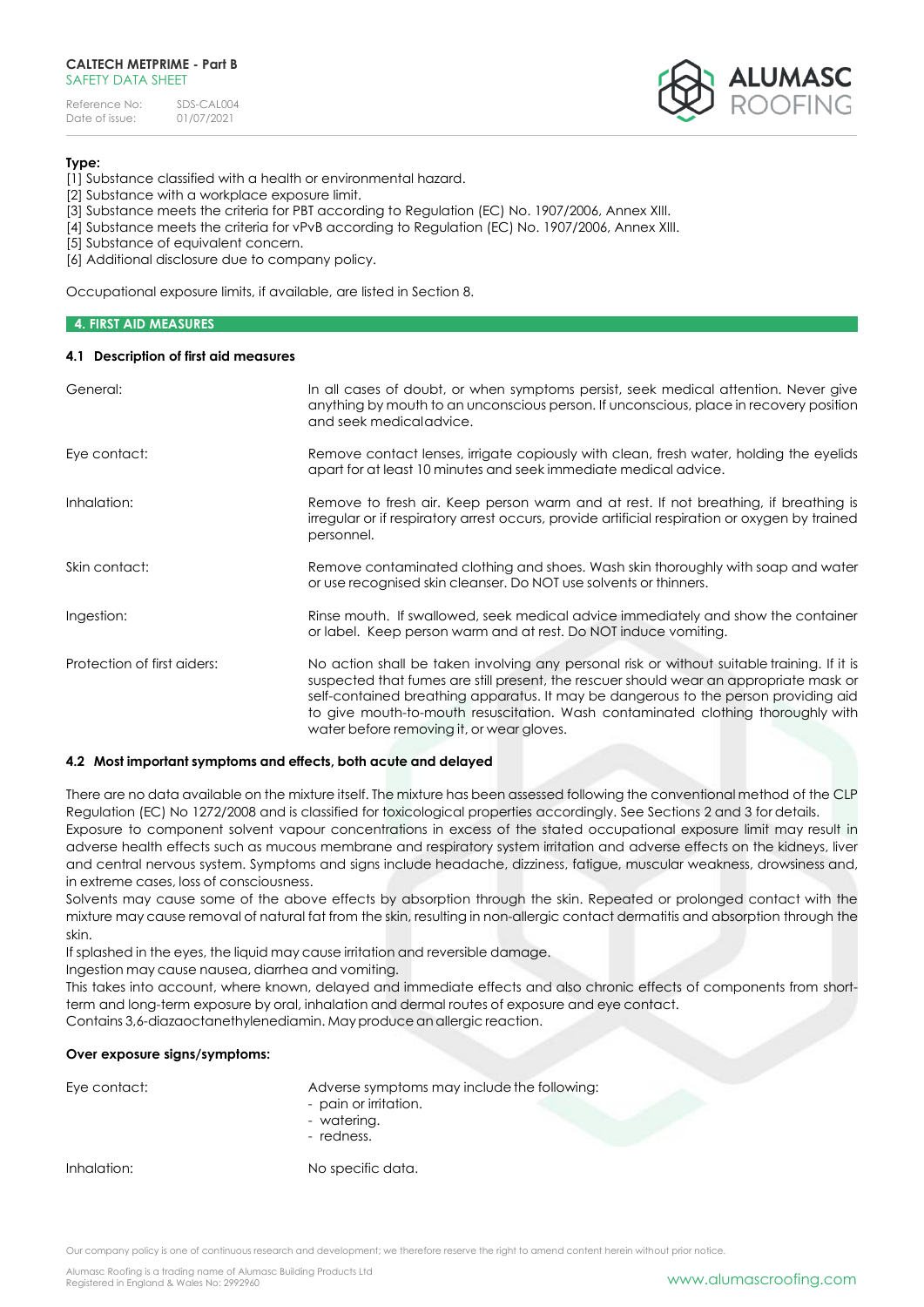**Type:**

[1] Substance classified with a health or environmental hazard.
[2] Substance with a workplace exposure limit.
[3] Substance meets the criteria for PBT according to Regulation (EC) No. 1907/2006, Annex XIII.
[4] Substance meets the criteria for vPvB according to Regulation (EC) No. 1907/2006, Annex XIII.
[5] Substance of equivalent concern.
[6] Additional disclosure due to company policy.

Occupational exposure limits, if available, are listed in Section 8.

## 4. FIRST AID MEASURES

### 4.1 Description of first aid measures

| | |
|---|---|
| General: | In all cases of doubt, or when symptoms persist, seek medical attention. Never give anything by mouth to an unconscious person. If unconscious, place in recovery position and seek medical advice. |
| Eye contact: | Remove contact lenses, irrigate copiously with clean, fresh water, holding the eyelids apart for at least 10 minutes and seek immediate medical advice. |
| Inhalation: | Remove to fresh air. Keep person warm and at rest. If not breathing, if breathing is irregular or if respiratory arrest occurs, provide artificial respiration or oxygen by trained personnel. |
| Skin contact: | Remove contaminated clothing and shoes. Wash skin thoroughly with soap and water or use recognised skin cleanser. Do NOT use solvents or thinners. |
| Ingestion: | Rinse mouth. If swallowed, seek medical advice immediately and show the container or label. Keep person warm and at rest. Do NOT induce vomiting. |
| Protection of first aiders: | No action shall be taken involving any personal risk or without suitable training. If it is suspected that fumes are still present, the rescuer should wear an appropriate mask or self-contained breathing apparatus. It may be dangerous to the person providing aid to give mouth-to-mouth resuscitation. Wash contaminated clothing thoroughly with water before removing it, or wear gloves. |

### 4.2 Most important symptoms and effects, both acute and delayed

There are no data available on the mixture itself. The mixture has been assessed following the conventional method of the CLP Regulation (EC) No 1272/2008 and is classified for toxicological properties accordingly. See Sections 2 and 3 for details.
Exposure to component solvent vapour concentrations in excess of the stated occupational exposure limit may result in adverse health effects such as mucous membrane and respiratory system irritation and adverse effects on the kidneys, liver and central nervous system. Symptoms and signs include headache, dizziness, fatigue, muscular weakness, drowsiness and, in extreme cases, loss of consciousness.
Solvents may cause some of the above effects by absorption through the skin. Repeated or prolonged contact with the mixture may cause removal of natural fat from the skin, resulting in non-allergic contact dermatitis and absorption through the skin.
If splashed in the eyes, the liquid may cause irritation and reversible damage.
Ingestion may cause nausea, diarrhea and vomiting.
This takes into account, where known, delayed and immediate effects and also chronic effects of components from short-term and long-term exposure by oral, inhalation and dermal routes of exposure and eye contact.
Contains 3,6-diazaoctanethylenediamin. May produce an allergic reaction.

**Over exposure signs/symptoms:**

| | |
|---|---|
| Eye contact: | Adverse symptoms may include the following:<br>- pain or irritation.<br>- watering.<br>- redness. |
| Inhalation: | No specific data. |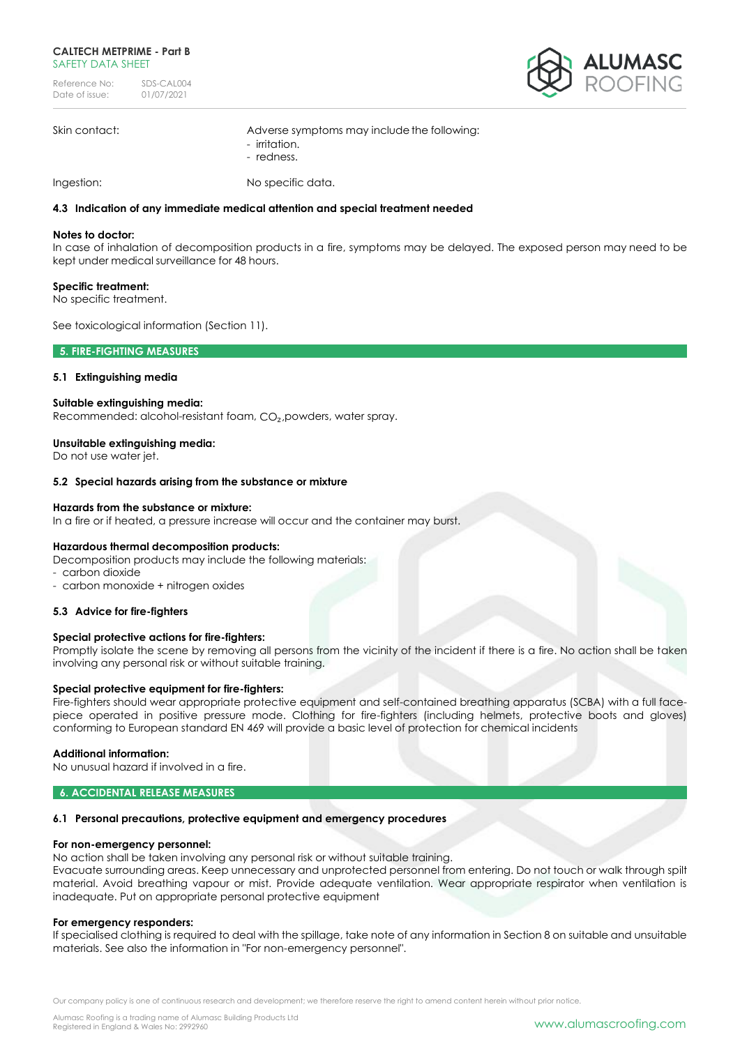Skin contact: Adverse symptoms may include the following:
- irritation.
- redness.

Ingestion: No specific data.

### 4.3 Indication of any immediate medical attention and special treatment needed

**Notes to doctor:**
In case of inhalation of decomposition products in a fire, symptoms may be delayed. The exposed person may need to be kept under medical surveillance for 48 hours.

**Specific treatment:**
No specific treatment.

See toxicological information (Section 11).

## 5. FIRE-FIGHTING MEASURES

### 5.1 Extinguishing media

**Suitable extinguishing media:**
Recommended: alcohol-resistant foam, $CO_2$,powders, water spray.

**Unsuitable extinguishing media:**
Do not use water jet.

### 5.2 Special hazards arising from the substance or mixture

**Hazards from the substance or mixture:**
In a fire or if heated, a pressure increase will occur and the container may burst.

**Hazardous thermal decomposition products:**
Decomposition products may include the following materials:
- carbon dioxide
- carbon monoxide + nitrogen oxides

### 5.3 Advice for fire-fighters

**Special protective actions for fire-fighters:**
Promptly isolate the scene by removing all persons from the vicinity of the incident if there is a fire. No action shall be taken involving any personal risk or without suitable training.

**Special protective equipment for fire-fighters:**
Fire-fighters should wear appropriate protective equipment and self-contained breathing apparatus (SCBA) with a full face-piece operated in positive pressure mode. Clothing for fire-fighters (including helmets, protective boots and gloves) conforming to European standard EN 469 will provide a basic level of protection for chemical incidents

**Additional information:**
No unusual hazard if involved in a fire.

## 6. ACCIDENTAL RELEASE MEASURES

### 6.1 Personal precautions, protective equipment and emergency procedures

**For non-emergency personnel:**
No action shall be taken involving any personal risk or without suitable training.
Evacuate surrounding areas. Keep unnecessary and unprotected personnel from entering. Do not touch or walk through spilt material. Avoid breathing vapour or mist. Provide adequate ventilation. Wear appropriate respirator when ventilation is inadequate. Put on appropriate personal protective equipment

**For emergency responders:**
If specialised clothing is required to deal with the spillage, take note of any information in Section 8 on suitable and unsuitable materials. See also the information in "For non-emergency personnel".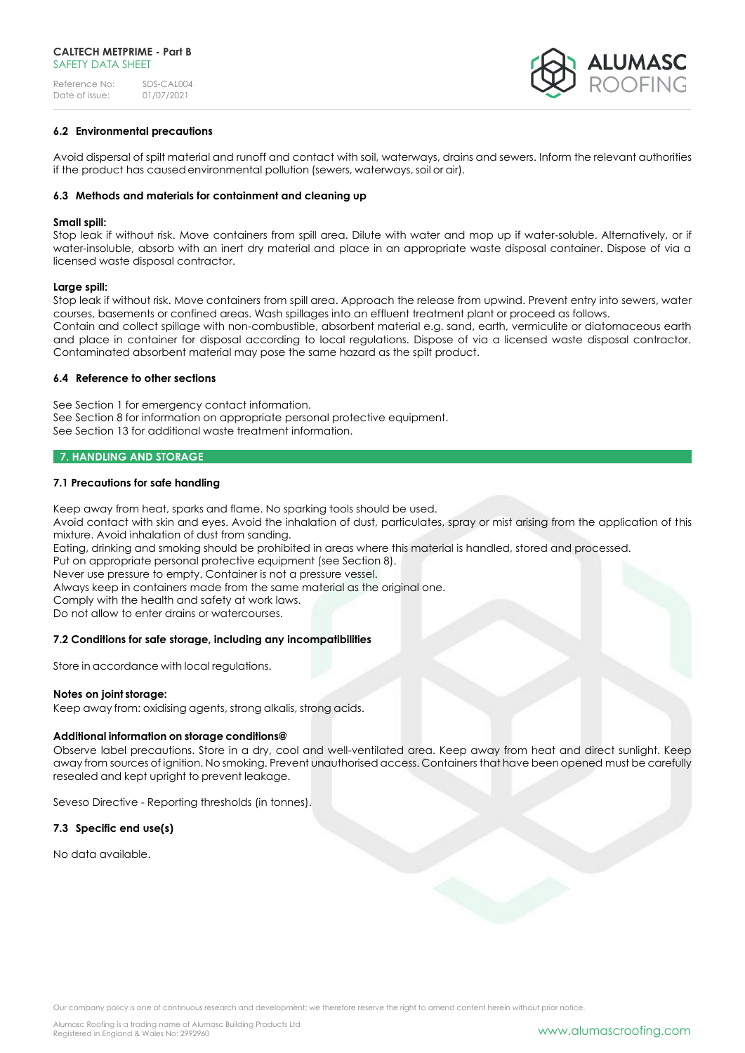### 6.2 Environmental precautions

Avoid dispersal of spilt material and runoff and contact with soil, waterways, drains and sewers. Inform the relevant authorities if the product has caused environmental pollution (sewers, waterways, soil or air).

### 6.3 Methods and materials for containment and cleaning up

**Small spill:**
Stop leak if without risk. Move containers from spill area. Dilute with water and mop up if water-soluble. Alternatively, or if water-insoluble, absorb with an inert dry material and place in an appropriate waste disposal container. Dispose of via a licensed waste disposal contractor.

**Large spill:**
Stop leak if without risk. Move containers from spill area. Approach the release from upwind. Prevent entry into sewers, water courses, basements or confined areas. Wash spillages into an effluent treatment plant or proceed as follows.
Contain and collect spillage with non-combustible, absorbent material e.g. sand, earth, vermiculite or diatomaceous earth and place in container for disposal according to local regulations. Dispose of via a licensed waste disposal contractor. Contaminated absorbent material may pose the same hazard as the spilt product.

### 6.4 Reference to other sections

See Section 1 for emergency contact information.
See Section 8 for information on appropriate personal protective equipment.
See Section 13 for additional waste treatment information.

## 7. HANDLING AND STORAGE

### 7.1 Precautions for safe handling

Keep away from heat, sparks and flame. No sparking tools should be used.
Avoid contact with skin and eyes. Avoid the inhalation of dust, particulates, spray or mist arising from the application of this mixture. Avoid inhalation of dust from sanding.
Eating, drinking and smoking should be prohibited in areas where this material is handled, stored and processed.
Put on appropriate personal protective equipment (see Section 8).
Never use pressure to empty. Container is not a pressure vessel.
Always keep in containers made from the same material as the original one.
Comply with the health and safety at work laws.
Do not allow to enter drains or watercourses.

### 7.2 Conditions for safe storage, including any incompatibilities

Store in accordance with local regulations.

**Notes on joint storage:**
Keep away from: oxidising agents, strong alkalis, strong acids.

**Additional information on storage conditions@**
Observe label precautions. Store in a dry, cool and well-ventilated area. Keep away from heat and direct sunlight. Keep away from sources of ignition. No smoking. Prevent unauthorised access. Containers that have been opened must be carefully resealed and kept upright to prevent leakage.

Seveso Directive - Reporting thresholds (in tonnes).

### 7.3 Specific end use(s)

No data available.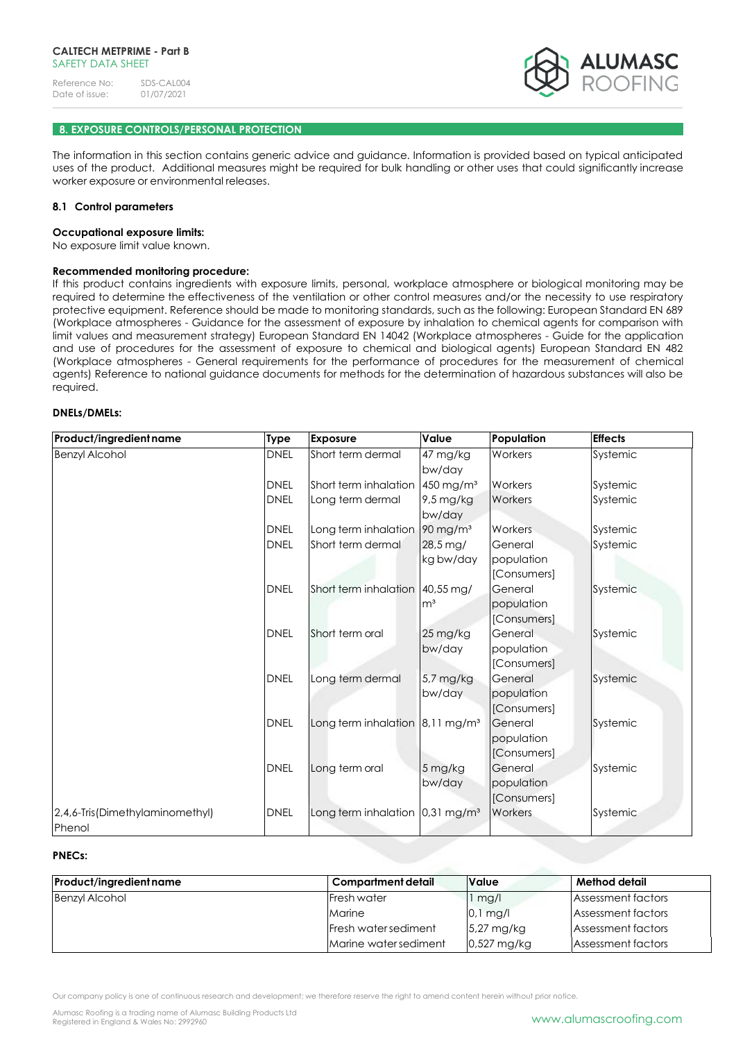## 8. EXPOSURE CONTROLS/PERSONAL PROTECTION

The information in this section contains generic advice and guidance. Information is provided based on typical anticipated uses of the product. Additional measures might be required for bulk handling or other uses that could significantly increase worker exposure or environmental releases.

### 8.1 Control parameters

**Occupational exposure limits:**
No exposure limit value known.

**Recommended monitoring procedure:**
If this product contains ingredients with exposure limits, personal, workplace atmosphere or biological monitoring may be required to determine the effectiveness of the ventilation or other control measures and/or the necessity to use respiratory protective equipment. Reference should be made to monitoring standards, such as the following: European Standard EN 689 (Workplace atmospheres - Guidance for the assessment of exposure by inhalation to chemical agents for comparison with limit values and measurement strategy) European Standard EN 14042 (Workplace atmospheres - Guide for the application and use of procedures for the assessment of exposure to chemical and biological agents) European Standard EN 482 (Workplace atmospheres - General requirements for the performance of procedures for the measurement of chemical agents) Reference to national guidance documents for methods for the determination of hazardous substances will also be required.

**DNELs/DMELs:**

| Product/ingredient name | Type | Exposure | Value | Population | Effects |
|---|---|---|---|---|---|
| Benzyl Alcohol | DNEL | Short term dermal | 47 mg/kg bw/day | Workers | Systemic |
| | DNEL | Short term inhalation | 450 mg/m³ | Workers | Systemic |
| | DNEL | Long term dermal | 9,5 mg/kg bw/day | Workers | Systemic |
| | DNEL | Long term inhalation | 90 mg/m³ | Workers | Systemic |
| | DNEL | Short term dermal | 28,5 mg/kg bw/day | General population [Consumers] | Systemic |
| | DNEL | Short term inhalation | 40,55 mg/m³ | General population [Consumers] | Systemic |
| | DNEL | Short term oral | 25 mg/kg bw/day | General population [Consumers] | Systemic |
| | DNEL | Long term dermal | 5,7 mg/kg bw/day | General population [Consumers] | Systemic |
| | DNEL | Long term inhalation | 8,11 mg/m³ | General population [Consumers] | Systemic |
| | DNEL | Long term oral | 5 mg/kg bw/day | General population [Consumers] | Systemic |
| 2,4,6-Tris(Dimethylaminomethyl) Phenol | DNEL | Long term inhalation | 0,31 mg/m³ | Workers | Systemic |

**PNECs:**

| Product/ingredient name | Compartment detail | Value | Method detail |
|---|---|---|---|
| Benzyl Alcohol | Fresh water | 1 mg/l | Assessment factors |
| | Marine | 0,1 mg/l | Assessment factors |
| | Fresh water sediment | 5,27 mg/kg | Assessment factors |
| | Marine water sediment | 0,527 mg/kg | Assessment factors |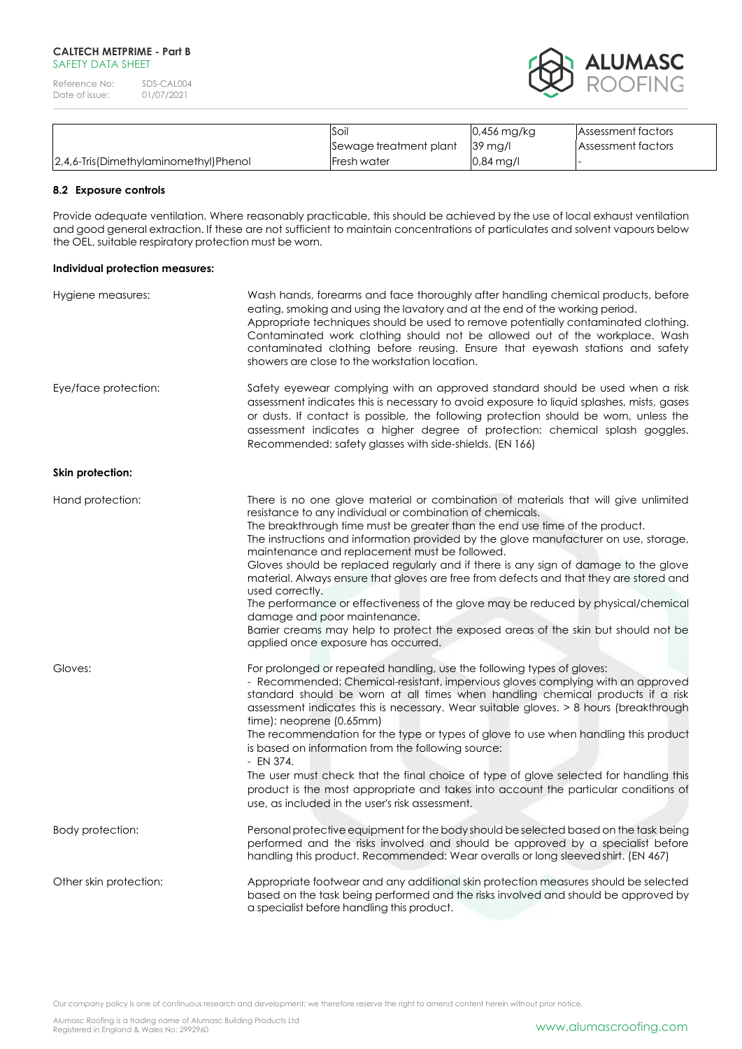| | | | |
|---|---|---|---|
| | Soil | 0,456 mg/kg | Assessment factors |
| | Sewage treatment plant | 39 mg/l | Assessment factors |
| 2,4,6-Tris(Dimethylaminomethyl)Phenol | Fresh water | 0,84 mg/l | - |

### 8.2 Exposure controls

Provide adequate ventilation. Where reasonably practicable, this should be achieved by the use of local exhaust ventilation and good general extraction. If these are not sufficient to maintain concentrations of particulates and solvent vapours below the OEL, suitable respiratory protection must be worn.

**Individual protection measures:**

Hygiene measures: Wash hands, forearms and face thoroughly after handling chemical products, before eating, smoking and using the lavatory and at the end of the working period. Appropriate techniques should be used to remove potentially contaminated clothing. Contaminated work clothing should not be allowed out of the workplace. Wash contaminated clothing before reusing. Ensure that eyewash stations and safety showers are close to the workstation location.

Eye/face protection: Safety eyewear complying with an approved standard should be used when a risk assessment indicates this is necessary to avoid exposure to liquid splashes, mists, gases or dusts. If contact is possible, the following protection should be worn, unless the assessment indicates a higher degree of protection: chemical splash goggles. Recommended: safety glasses with side-shields. (EN 166)

**Skin protection:**

Hand protection: There is no one glove material or combination of materials that will give unlimited resistance to any individual or combination of chemicals.
The breakthrough time must be greater than the end use time of the product.
The instructions and information provided by the glove manufacturer on use, storage, maintenance and replacement must be followed.
Gloves should be replaced regularly and if there is any sign of damage to the glove material. Always ensure that gloves are free from defects and that they are stored and used correctly.
The performance or effectiveness of the glove may be reduced by physical/chemical damage and poor maintenance.
Barrier creams may help to protect the exposed areas of the skin but should not be applied once exposure has occurred.

Gloves: For prolonged or repeated handling, use the following types of gloves:
- Recommended: Chemical-resistant, impervious gloves complying with an approved standard should be worn at all times when handling chemical products if a risk assessment indicates this is necessary. Wear suitable gloves. > 8 hours (breakthrough time): neoprene (0.65mm)

The recommendation for the type or types of glove to use when handling this product is based on information from the following source:
- EN 374.

The user must check that the final choice of type of glove selected for handling this product is the most appropriate and takes into account the particular conditions of use, as included in the user's risk assessment.

Body protection: Personal protective equipment for the body should be selected based on the task being performed and the risks involved and should be approved by a specialist before handling this product. Recommended: Wear overalls or long sleeved shirt. (EN 467)

Other skin protection: Appropriate footwear and any additional skin protection measures should be selected based on the task being performed and the risks involved and should be approved by a specialist before handling this product.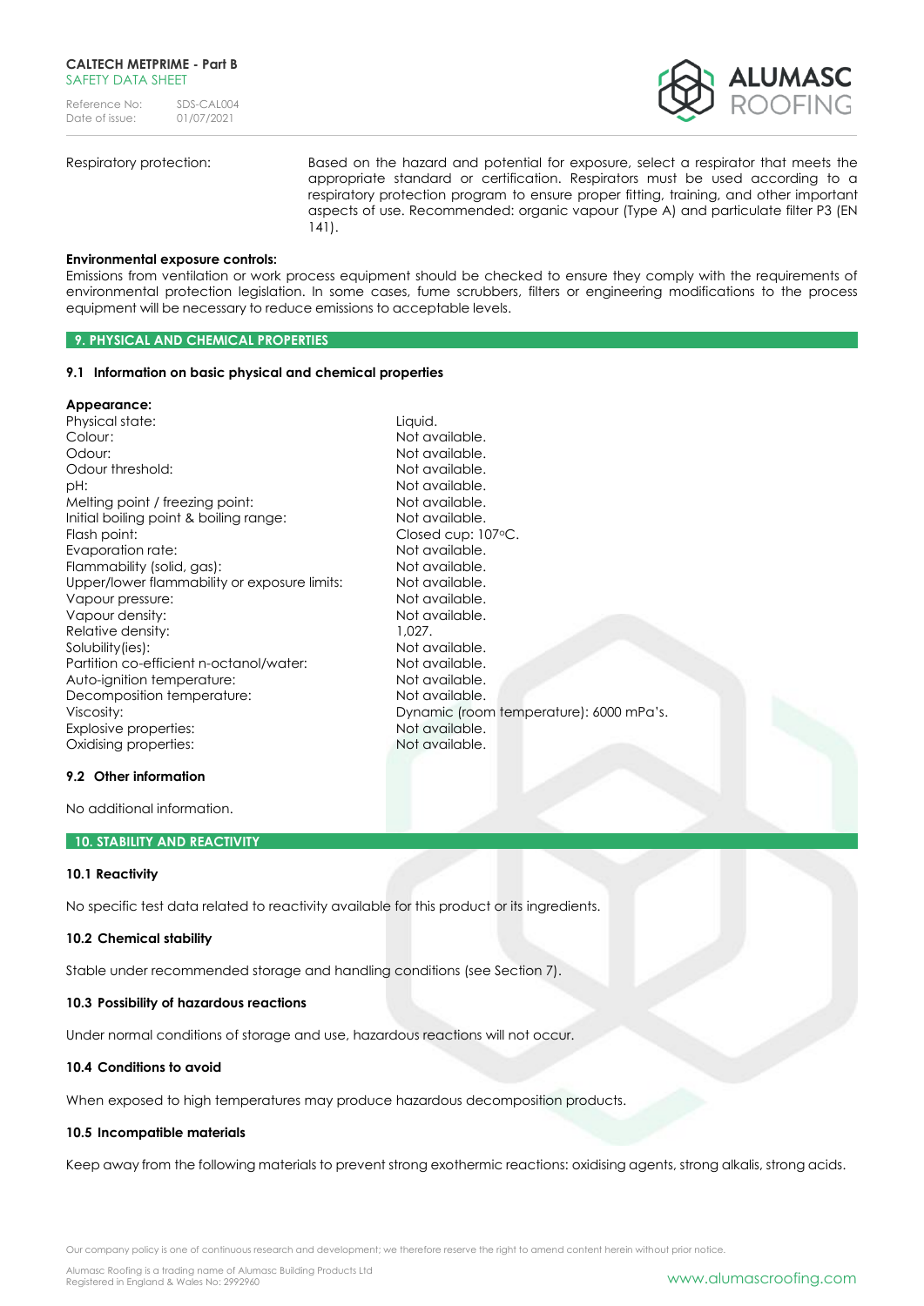Respiratory protection: Based on the hazard and potential for exposure, select a respirator that meets the appropriate standard or certification. Respirators must be used according to a respiratory protection program to ensure proper fitting, training, and other important aspects of use. Recommended: organic vapour (Type A) and particulate filter P3 (EN 141).

**Environmental exposure controls:**

Emissions from ventilation or work process equipment should be checked to ensure they comply with the requirements of environmental protection legislation. In some cases, fume scrubbers, filters or engineering modifications to the process equipment will be necessary to reduce emissions to acceptable levels.

## 9. PHYSICAL AND CHEMICAL PROPERTIES

### 9.1 Information on basic physical and chemical properties

**Appearance:**

| | |
|---|---|
| Physical state: | Liquid. |
| Colour: | Not available. |
| Odour: | Not available. |
| Odour threshold: | Not available. |
| pH: | Not available. |
| Melting point / freezing point: | Not available. |
| Initial boiling point & boiling range: | Not available. |
| Flash point: | Closed cup: 107ºC. |
| Evaporation rate: | Not available. |
| Flammability (solid, gas): | Not available. |
| Upper/lower flammability or exposure limits: | Not available. |
| Vapour pressure: | Not available. |
| Vapour density: | Not available. |
| Relative density: | 1,027. |
| Solubility(ies): | Not available. |
| Partition co-efficient n-octanol/water: | Not available. |
| Auto-ignition temperature: | Not available. |
| Decomposition temperature: | Not available. |
| Viscosity: | Dynamic (room temperature): 6000 mPa's. |
| Explosive properties: | Not available. |
| Oxidising properties: | Not available. |

### 9.2 Other information

No additional information.

## 10. STABILITY AND REACTIVITY

### 10.1 Reactivity

No specific test data related to reactivity available for this product or its ingredients.

### 10.2 Chemical stability

Stable under recommended storage and handling conditions (see Section 7).

### 10.3 Possibility of hazardous reactions

Under normal conditions of storage and use, hazardous reactions will not occur.

### 10.4 Conditions to avoid

When exposed to high temperatures may produce hazardous decomposition products.

### 10.5 Incompatible materials

Keep away from the following materials to prevent strong exothermic reactions: oxidising agents, strong alkalis, strong acids.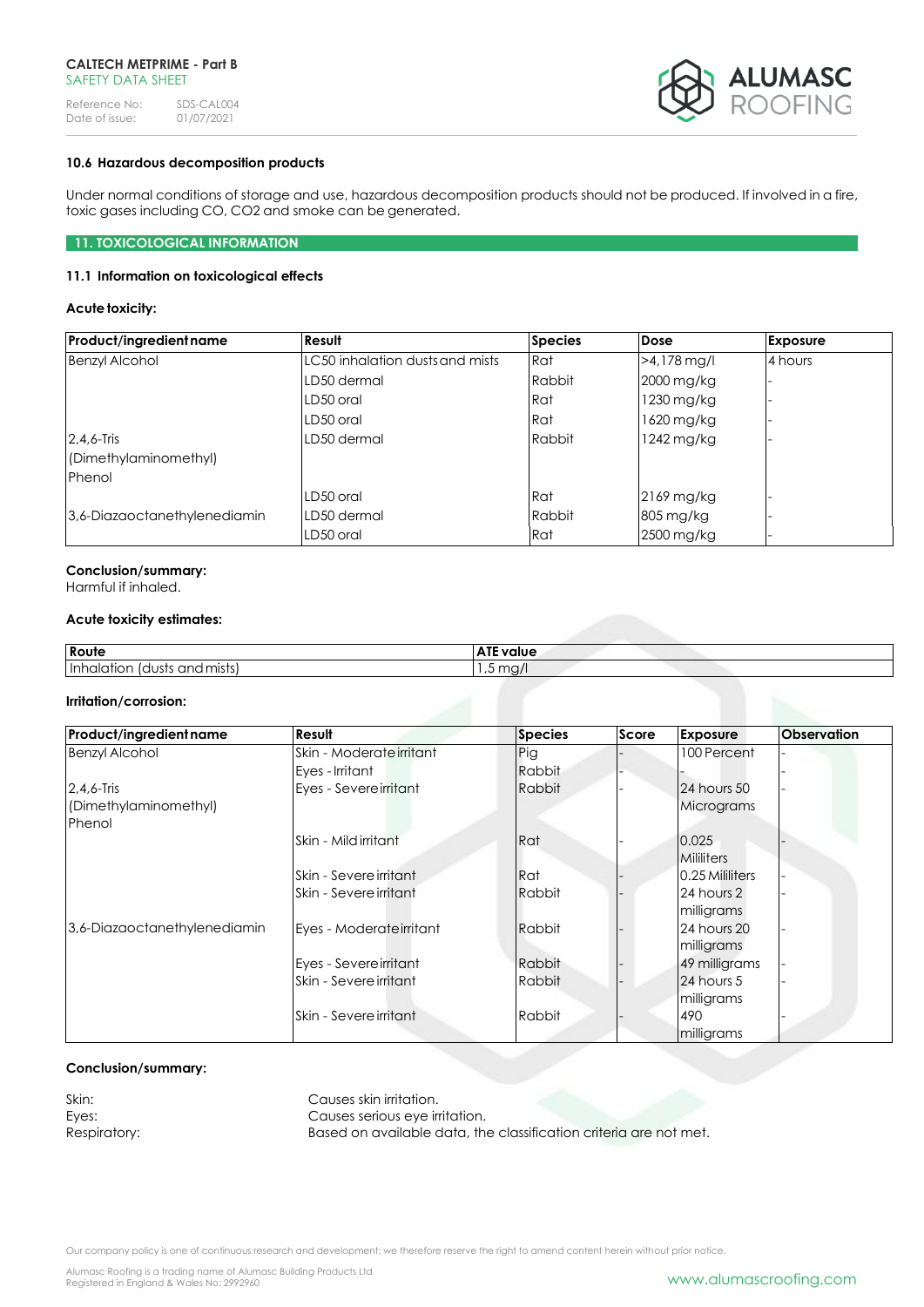### 10.6 Hazardous decomposition products

Under normal conditions of storage and use, hazardous decomposition products should not be produced. If involved in a fire, toxic gases including CO, CO2 and smoke can be generated.

## 11. TOXICOLOGICAL INFORMATION

### 11.1 Information on toxicological effects

**Acute toxicity:**

| Product/ingredient name | Result | Species | Dose | Exposure |
|---|---|---|---|---|
| Benzyl Alcohol | LC50 inhalation dusts and mists | Rat | >4,178 mg/l | 4 hours |
| | LD50 dermal | Rabbit | 2000 mg/kg | - |
| | LD50 oral | Rat | 1230 mg/kg | - |
| | LD50 oral | Rat | 1620 mg/kg | - |
| 2,4,6-Tris (Dimethylaminomethyl) Phenol | LD50 dermal | Rabbit | 1242 mg/kg | - |
| | LD50 oral | Rat | 2169 mg/kg | - |
| 3,6-Diazaoctanethylenediamin | LD50 dermal | Rabbit | 805 mg/kg | - |
| | LD50 oral | Rat | 2500 mg/kg | - |

**Conclusion/summary:**
Harmful if inhaled.

**Acute toxicity estimates:**

| Route | ATE value |
|---|---|
| Inhalation (dusts and mists) | 1,5 mg/l |

**Irritation/corrosion:**

| Product/ingredient name | Result | Species | Score | Exposure | Observation |
|---|---|---|---|---|---|
| Benzyl Alcohol | Skin - Moderate irritant | Pig | - | 100 Percent | - |
| | Eyes - Irritant | Rabbit | - | - | - |
| 2,4,6-Tris (Dimethylaminomethyl) Phenol | Eyes - Severe irritant | Rabbit | - | 24 hours 50 Micrograms | - |
| | Skin - Mild irritant | Rat | - | 0.025 Mililiters | - |
| | Skin - Severe irritant | Rat | - | 0.25 Mililiters | - |
| | Skin - Severe irritant | Rabbit | - | 24 hours 2 milligrams | - |
| 3,6-Diazaoctanethylenediamin | Eyes - Moderate irritant | Rabbit | - | 24 hours 20 milligrams | - |
| | Eyes - Severe irritant | Rabbit | - | 49 milligrams | - |
| | Skin - Severe irritant | Rabbit | - | 24 hours 5 milligrams | - |
| | Skin - Severe irritant | Rabbit | - | 490 milligrams | - |

**Conclusion/summary:**

Skin: Causes skin irritation.
Eyes: Causes serious eye irritation.
Respiratory: Based on available data, the classification criteria are not met.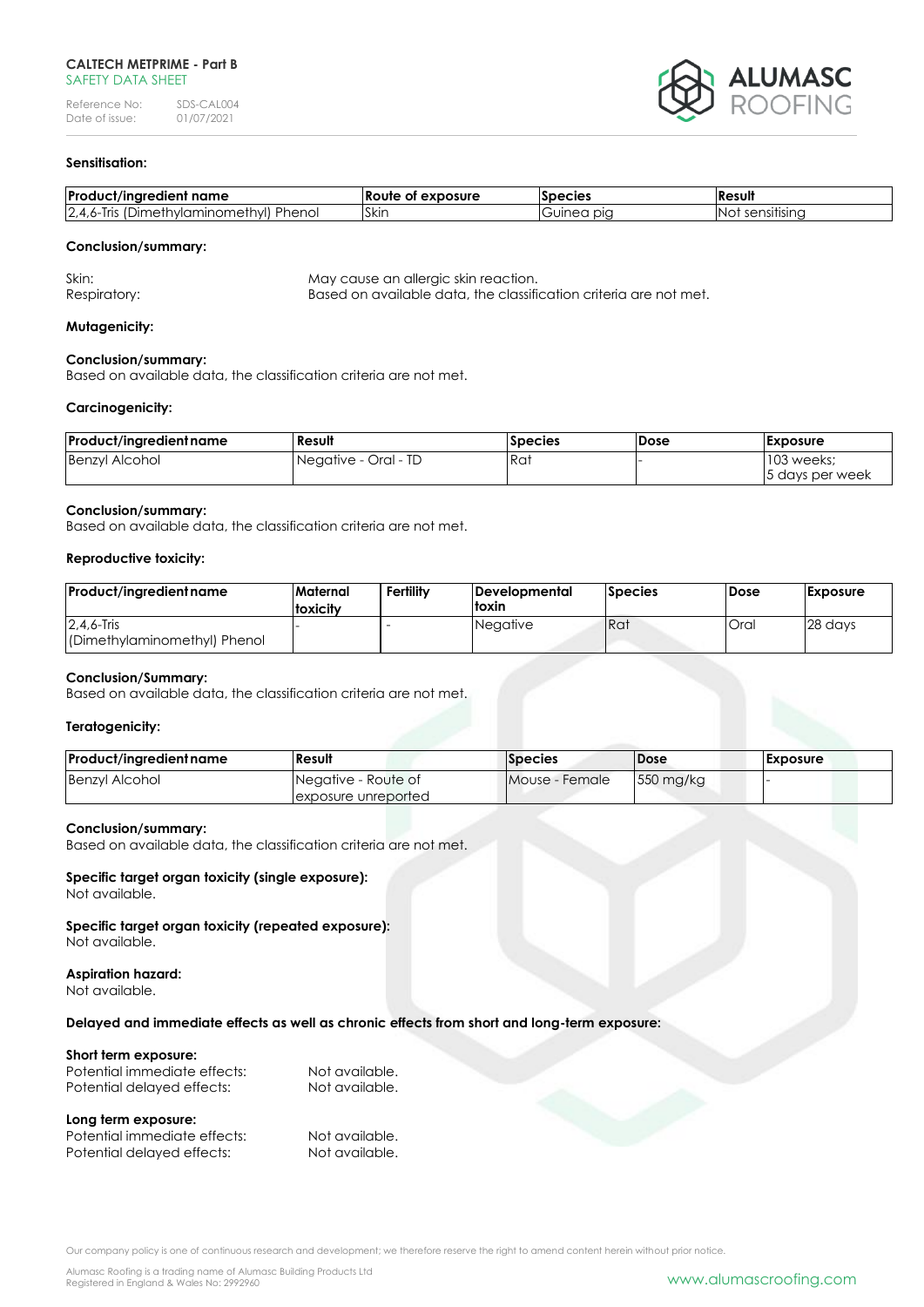**Sensitisation:**

| Product/ingredient name | Route of exposure | Species | Result |
|---|---|---|---|
| 2,4,6-Tris (Dimethylaminomethyl) Phenol | Skin | Guinea pig | Not sensitising |

**Conclusion/summary:**

Skin: May cause an allergic skin reaction.
Respiratory: Based on available data, the classification criteria are not met.

**Mutagenicity:**

**Conclusion/summary:**
Based on available data, the classification criteria are not met.

**Carcinogenicity:**

| Product/ingredient name | Result | Species | Dose | Exposure |
|---|---|---|---|---|
| Benzyl Alcohol | Negative - Oral - TD | Rat | - | 103 weeks; 5 days per week |

**Conclusion/summary:**
Based on available data, the classification criteria are not met.

**Reproductive toxicity:**

| Product/ingredient name | Maternal toxicity | Fertility | Developmental toxin | Species | Dose | Exposure |
|---|---|---|---|---|---|---|
| 2,4,6-Tris (Dimethylaminomethyl) Phenol | - | - | Negative | Rat | Oral | 28 days |

**Conclusion/Summary:**
Based on available data, the classification criteria are not met.

**Teratogenicity:**

| Product/ingredient name | Result | Species | Dose | Exposure |
|---|---|---|---|---|
| Benzyl Alcohol | Negative - Route of exposure unreported | Mouse - Female | 550 mg/kg | - |

**Conclusion/summary:**
Based on available data, the classification criteria are not met.

**Specific target organ toxicity (single exposure):**
Not available.

**Specific target organ toxicity (repeated exposure):**
Not available.

**Aspiration hazard:**
Not available.

**Delayed and immediate effects as well as chronic effects from short and long-term exposure:**

**Short term exposure:**
Potential immediate effects: Not available.
Potential delayed effects: Not available.

**Long term exposure:**
Potential immediate effects: Not available.
Potential delayed effects: Not available.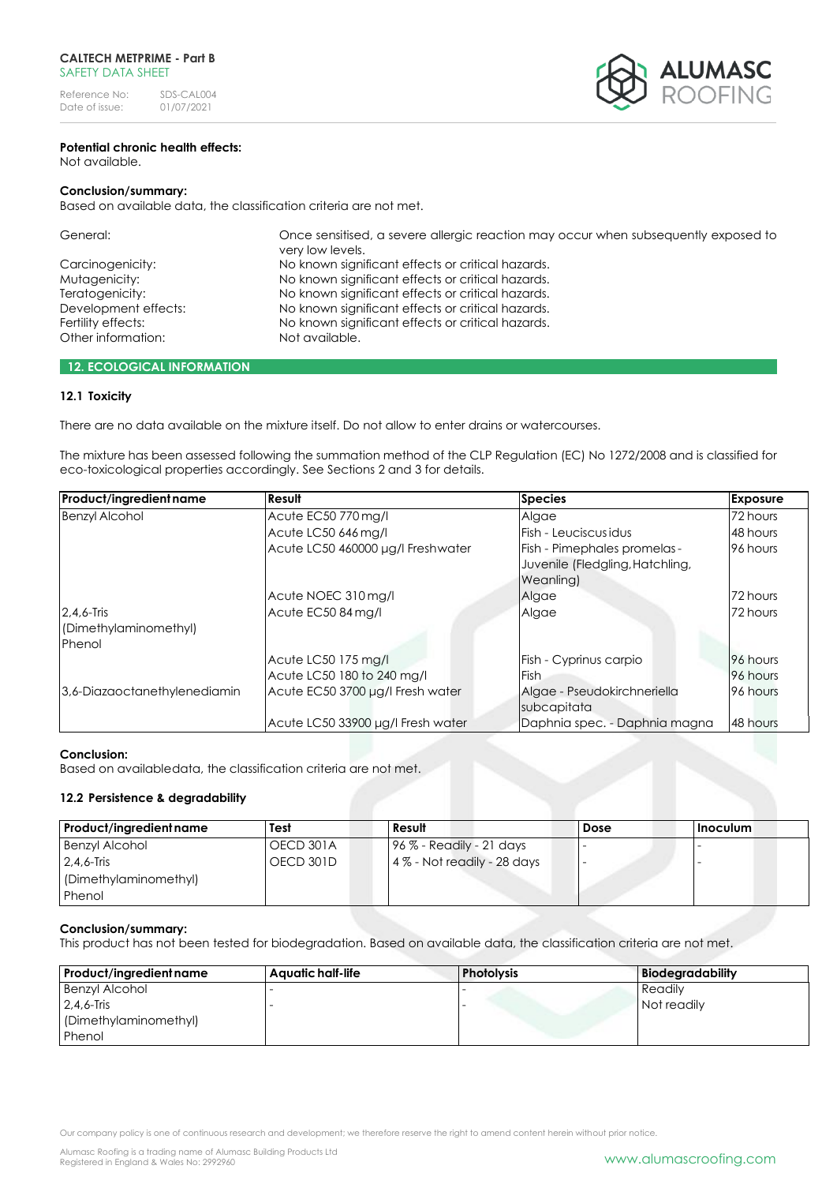**Potential chronic health effects:**
Not available.

**Conclusion/summary:**
Based on available data, the classification criteria are not met.

| | |
|---|---|
| General: | Once sensitised, a severe allergic reaction may occur when subsequently exposed to very low levels. |
| Carcinogenicity: | No known significant effects or critical hazards. |
| Mutagenicity: | No known significant effects or critical hazards. |
| Teratogenicity: | No known significant effects or critical hazards. |
| Development effects: | No known significant effects or critical hazards. |
| Fertility effects: | No known significant effects or critical hazards. |
| Other information: | Not available. |

## 12. ECOLOGICAL INFORMATION

### 12.1 Toxicity

There are no data available on the mixture itself. Do not allow to enter drains or watercourses.

The mixture has been assessed following the summation method of the CLP Regulation (EC) No 1272/2008 and is classified for eco-toxicological properties accordingly. See Sections 2 and 3 for details.

| Product/ingredient name | Result | Species | Exposure |
|---|---|---|---|
| Benzyl Alcohol | Acute EC50 770 mg/l | Algae | 72 hours |
| | Acute LC50 646 mg/l | Fish - Leuciscus idus | 48 hours |
| | Acute LC50 460000 µg/l Freshwater | Fish - Pimephales promelas - Juvenile (Fledgling, Hatchling, Weanling) | 96 hours |
| | Acute NOEC 310 mg/l | Algae | 72 hours |
| 2,4,6-Tris (Dimethylaminomethyl) Phenol | Acute EC50 84 mg/l | Algae | 72 hours |
| | Acute LC50 175 mg/l | Fish - Cyprinus carpio | 96 hours |
| | Acute LC50 180 to 240 mg/l | Fish | 96 hours |
| 3,6-Diazaoctanethylenediamin | Acute EC50 3700 µg/l Fresh water | Algae - Pseudokirchneriella subcapitata | 96 hours |
| | Acute LC50 33900 µg/l Fresh water | Daphnia spec. - Daphnia magna | 48 hours |

**Conclusion:**
Based on availabledata, the classification criteria are not met.

### 12.2 Persistence & degradability

| Product/ingredient name | Test | Result | Dose | Inoculum |
|---|---|---|---|---|
| Benzyl Alcohol | OECD 301A | 96 % - Readily - 21 days | - | - |
| 2,4,6-Tris (Dimethylaminomethyl) Phenol | OECD 301D | 4 % - Not readily - 28 days | - | - |

**Conclusion/summary:**
This product has not been tested for biodegradation. Based on available data, the classification criteria are not met.

| Product/ingredient name | Aquatic half-life | Photolysis | Biodegradability |
|---|---|---|---|
| Benzyl Alcohol | - | - | Readily |
| 2,4,6-Tris (Dimethylaminomethyl) Phenol | - | - | Not readily |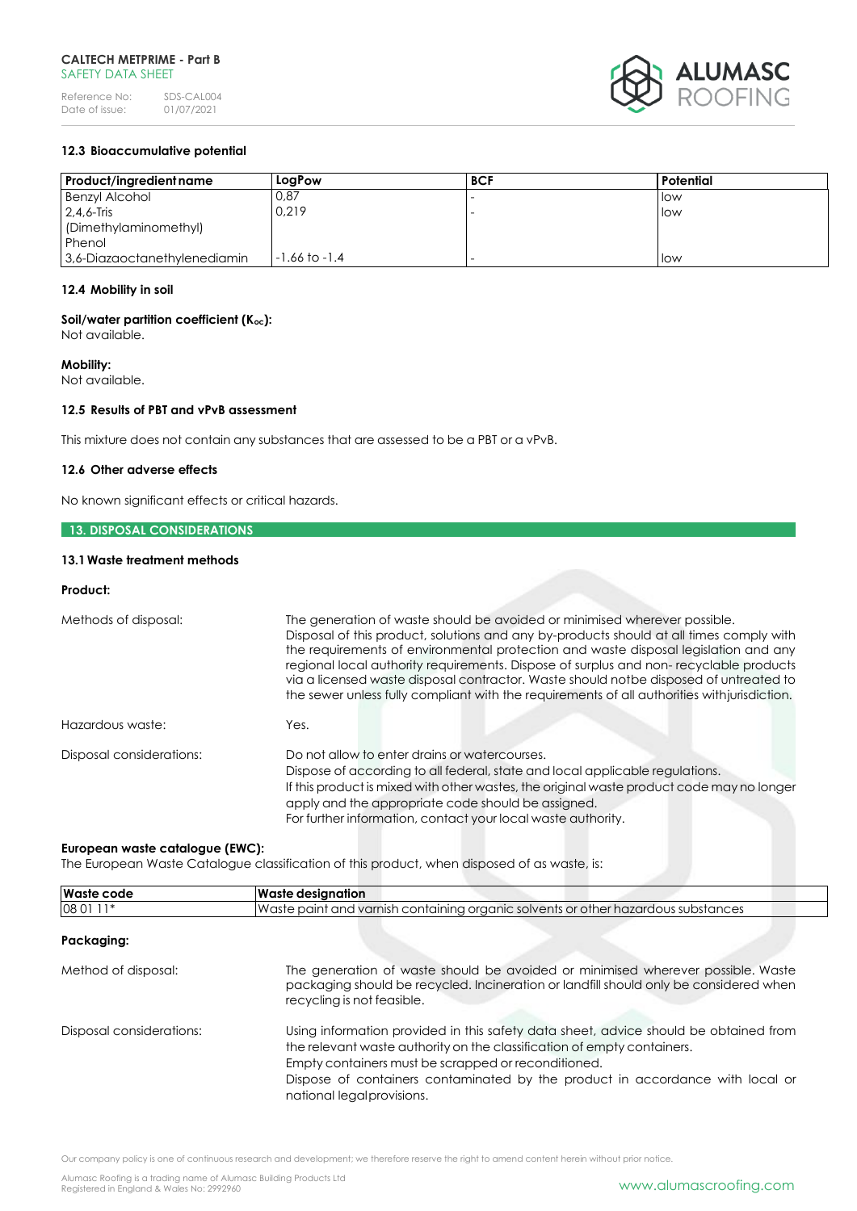### 12.3 Bioaccumulative potential

| Product/ingredient name | LogPow | BCF | Potential |
|---|---|---|---|
| Benzyl Alcohol | 0,87 | - | low |
| 2,4,6-Tris (Dimethylaminomethyl) Phenol | 0,219 | - | low |
| 3,6-Diazaoctanethylenediamin | -1.66 to -1.4 | - | low |

### 12.4 Mobility in soil

**Soil/water partition coefficient ($K_{oc}$):**
Not available.

**Mobility:**
Not available.

### 12.5 Results of PBT and vPvB assessment

This mixture does not contain any substances that are assessed to be a PBT or a vPvB.

### 12.6 Other adverse effects

No known significant effects or critical hazards.

## 13. DISPOSAL CONSIDERATIONS

### 13.1 Waste treatment methods

**Product:**

Methods of disposal: The generation of waste should be avoided or minimised wherever possible. Disposal of this product, solutions and any by-products should at all times comply with the requirements of environmental protection and waste disposal legislation and any regional local authority requirements. Dispose of surplus and non- recyclable products via a licensed waste disposal contractor. Waste should notbe disposed of untreated to the sewer unless fully compliant with the requirements of all authorities withjurisdiction.

Hazardous waste: Yes.

Disposal considerations: Do not allow to enter drains or watercourses.
Dispose of according to all federal, state and local applicable regulations.
If this product is mixed with other wastes, the original waste product code may no longer apply and the appropriate code should be assigned.
For further information, contact your local waste authority.

**European waste catalogue (EWC):**
The European Waste Catalogue classification of this product, when disposed of as waste, is:

| Waste code | Waste designation |
|---|---|
| 08 01 11* | Waste paint and varnish containing organic solvents or other hazardous substances |

**Packaging:**

Method of disposal: The generation of waste should be avoided or minimised wherever possible. Waste packaging should be recycled. Incineration or landfill should only be considered when recycling is not feasible.

Disposal considerations: Using information provided in this safety data sheet, advice should be obtained from the relevant waste authority on the classification of empty containers.
Empty containers must be scrapped or reconditioned.
Dispose of containers contaminated by the product in accordance with local or national legalprovisions.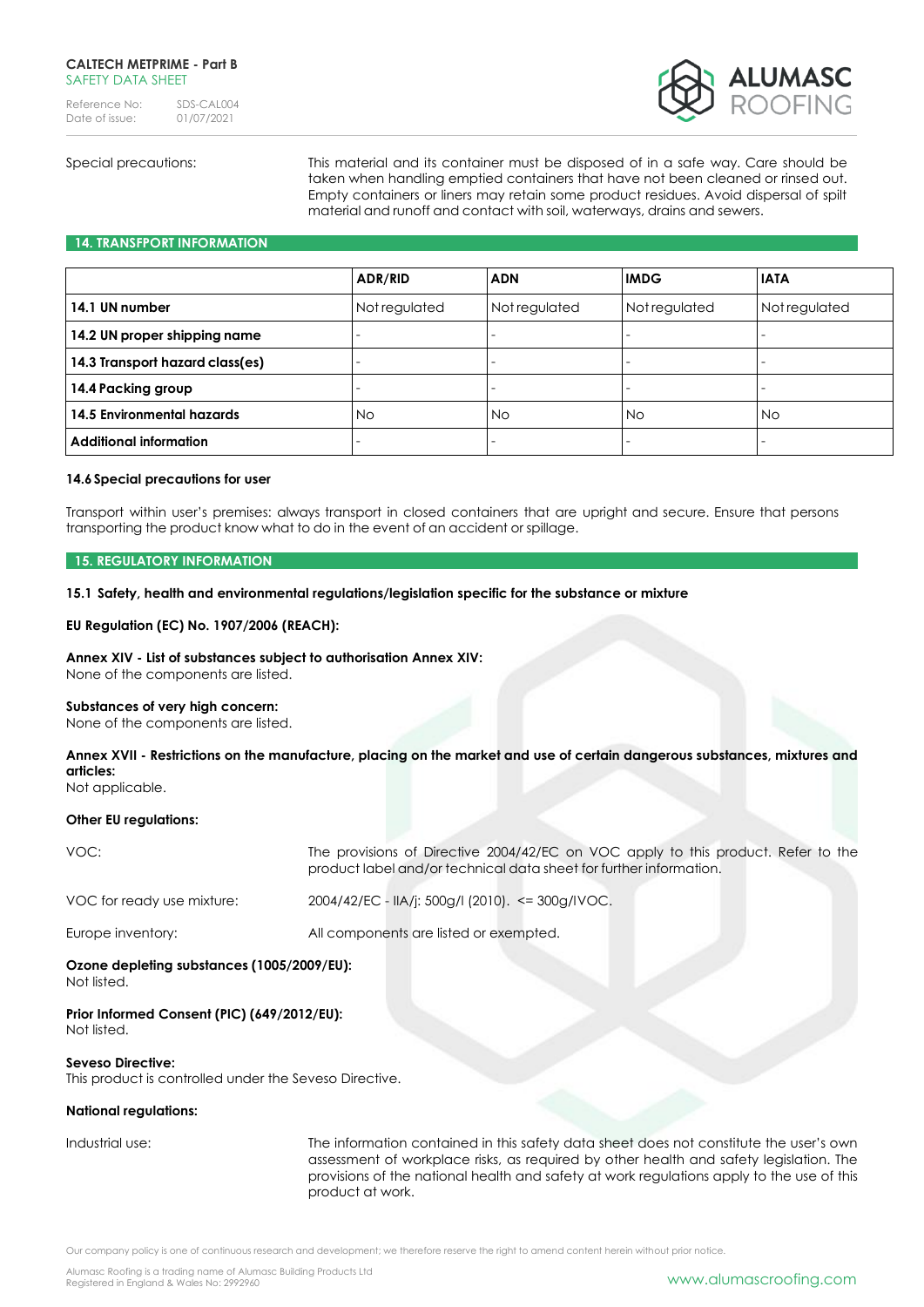Special precautions: This material and its container must be disposed of in a safe way. Care should be taken when handling emptied containers that have not been cleaned or rinsed out. Empty containers or liners may retain some product residues. Avoid dispersal of spilt material and runoff and contact with soil, waterways, drains and sewers.

## 14. TRANSFPORT INFORMATION

| | ADR/RID | ADN | IMDG | IATA |
|---|---|---|---|---|
| **14.1 UN number** | Not regulated | Not regulated | Not regulated | Not regulated |
| **14.2 UN proper shipping name** | - | - | - | - |
| **14.3 Transport hazard class(es)** | - | - | - | - |
| **14.4 Packing group** | - | - | - | - |
| **14.5 Environmental hazards** | No | No | No | No |
| **Additional information** | - | - | - | - |

### 14.6 Special precautions for user

Transport within user's premises: always transport in closed containers that are upright and secure. Ensure that persons transporting the product know what to do in the event of an accident or spillage.

## 15. REGULATORY INFORMATION

### 15.1 Safety, health and environmental regulations/legislation specific for the substance or mixture

**EU Regulation (EC) No. 1907/2006 (REACH):**

**Annex XIV - List of substances subject to authorisation Annex XIV:**
None of the components are listed.

**Substances of very high concern:**
None of the components are listed.

**Annex XVII - Restrictions on the manufacture, placing on the market and use of certain dangerous substances, mixtures and articles:**
Not applicable.

**Other EU regulations:**

VOC: The provisions of Directive 2004/42/EC on VOC apply to this product. Refer to the product label and/or technical data sheet for further information.

VOC for ready use mixture: 2004/42/EC - IIA/j: 500g/l (2010). <= 300g/lVOC.

Europe inventory: All components are listed or exempted.

**Ozone depleting substances (1005/2009/EU):**
Not listed.

**Prior Informed Consent (PIC) (649/2012/EU):**
Not listed.

**Seveso Directive:**
This product is controlled under the Seveso Directive.

**National regulations:**

Industrial use: The information contained in this safety data sheet does not constitute the user's own assessment of workplace risks, as required by other health and safety legislation. The provisions of the national health and safety at work regulations apply to the use of this product at work.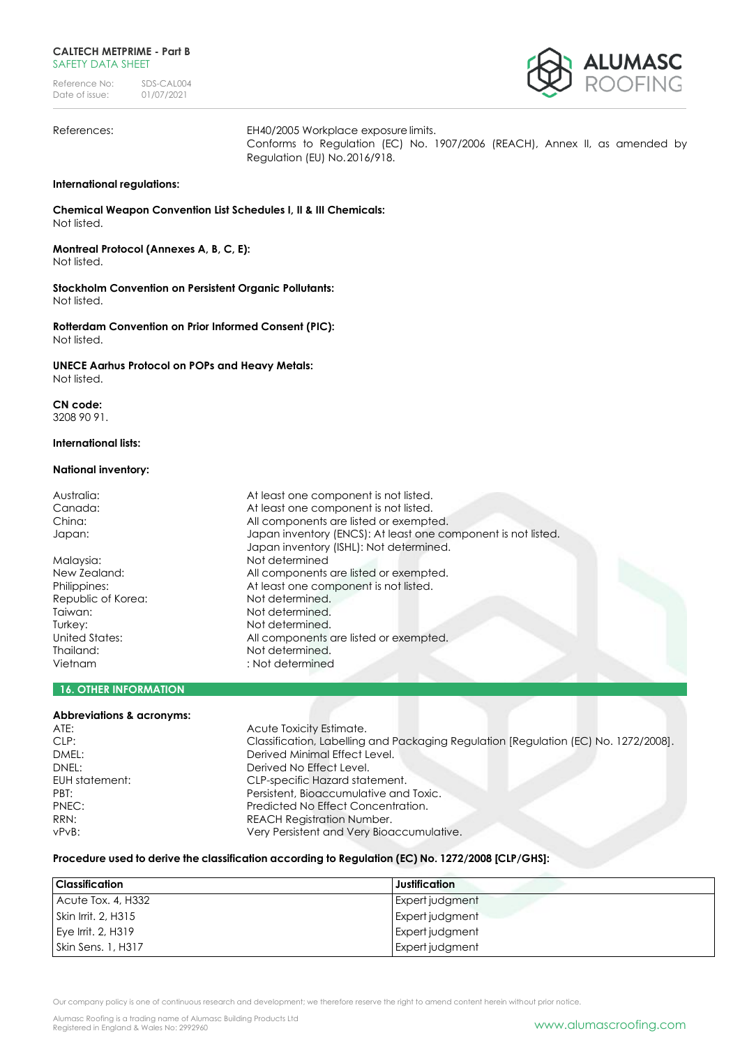References: EH40/2005 Workplace exposure limits. Conforms to Regulation (EC) No. 1907/2006 (REACH), Annex II, as amended by Regulation (EU) No. 2016/918.

**International regulations:**

**Chemical Weapon Convention List Schedules I, II & III Chemicals:**
Not listed.

**Montreal Protocol (Annexes A, B, C, E):**
Not listed.

**Stockholm Convention on Persistent Organic Pollutants:**
Not listed.

**Rotterdam Convention on Prior Informed Consent (PIC):**
Not listed.

**UNECE Aarhus Protocol on POPs and Heavy Metals:**
Not listed.

**CN code:**
3208 90 91.

**International lists:**

**National inventory:**

| | |
|---|---|
| Australia: | At least one component is not listed. |
| Canada: | At least one component is not listed. |
| China: | All components are listed or exempted. |
| Japan: | Japan inventory (ENCS): At least one component is not listed.<br>Japan inventory (ISHL): Not determined. |
| Malaysia: | Not determined |
| New Zealand: | All components are listed or exempted. |
| Philippines: | At least one component is not listed. |
| Republic of Korea: | Not determined. |
| Taiwan: | Not determined. |
| Turkey: | Not determined. |
| United States: | All components are listed or exempted. |
| Thailand: | Not determined. |
| Vietnam | : Not determined |

## 16. OTHER INFORMATION

**Abbreviations & acronyms:**

| | |
|---|---|
| ATE: | Acute Toxicity Estimate. |
| CLP: | Classification, Labelling and Packaging Regulation [Regulation (EC) No. 1272/2008]. |
| DMEL: | Derived Minimal Effect Level. |
| DNEL: | Derived No Effect Level. |
| EUH statement: | CLP-specific Hazard statement. |
| PBT: | Persistent, Bioaccumulative and Toxic. |
| PNEC: | Predicted No Effect Concentration. |
| RRN: | REACH Registration Number. |
| vPvB: | Very Persistent and Very Bioaccumulative. |

**Procedure used to derive the classification according to Regulation (EC) No. 1272/2008 [CLP/GHS]:**

| Classification | Justification |
|---|---|
| Acute Tox. 4, H332 | Expert judgment |
| Skin Irrit. 2, H315 | Expert judgment |
| Eye Irrit. 2, H319 | Expert judgment |
| Skin Sens. 1, H317 | Expert judgment |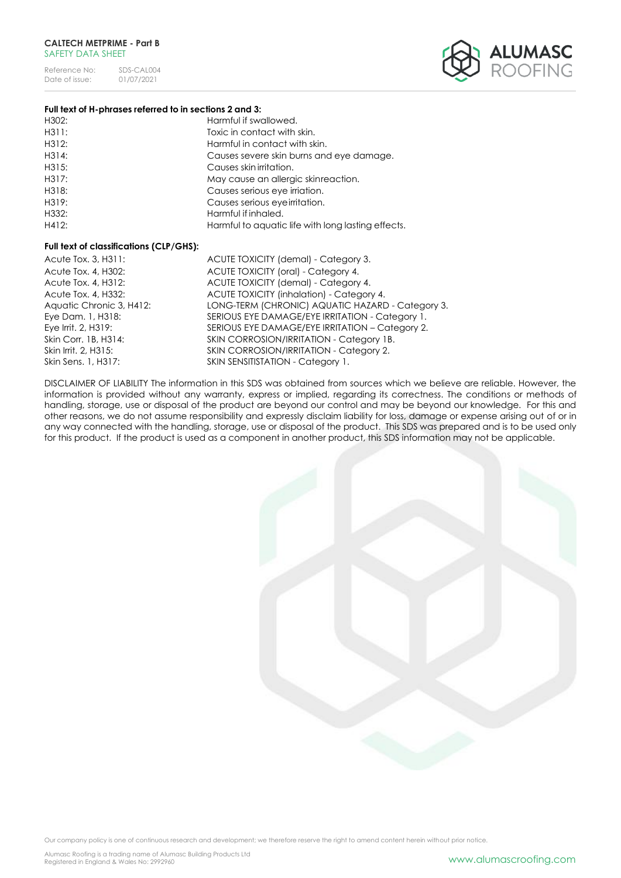**Full text of H-phrases referred to in sections 2 and 3:**

| | |
|---|---|
| H302: | Harmful if swallowed. |
| H311: | Toxic in contact with skin. |
| H312: | Harmful in contact with skin. |
| H314: | Causes severe skin burns and eye damage. |
| H315: | Causes skin irritation. |
| H317: | May cause an allergic skinreaction. |
| H318: | Causes serious eye iriation. |
| H319: | Causes serious eyeirritation. |
| H332: | Harmful if inhaled. |
| H412: | Harmful to aquatic life with long lasting effects. |

**Full text of classifications (CLP/GHS):**

| | |
|---|---|
| Acute Tox. 3, H311: | ACUTE TOXICITY (demal) - Category 3. |
| Acute Tox. 4, H302: | ACUTE TOXICITY (oral) - Category 4. |
| Acute Tox. 4, H312: | ACUTE TOXICITY (demal) - Category 4. |
| Acute Tox. 4, H332: | ACUTE TOXICITY (inhalation) - Category 4. |
| Aquatic Chronic 3, H412: | LONG-TERM (CHRONIC) AQUATIC HAZARD - Category 3. |
| Eye Dam. 1, H318: | SERIOUS EYE DAMAGE/EYE IRRITATION - Category 1. |
| Eye Irrit. 2, H319: | SERIOUS EYE DAMAGE/EYE IRRITATION – Category 2. |
| Skin Corr. 1B, H314: | SKIN CORROSION/IRRITATION - Category 1B. |
| Skin Irrit. 2, H315: | SKIN CORROSION/IRRITATION - Category 2. |
| Skin Sens. 1, H317: | SKIN SENSITISTATION - Category 1. |

DISCLAIMER OF LIABILITY The information in this SDS was obtained from sources which we believe are reliable. However, the information is provided without any warranty, express or implied, regarding its correctness. The conditions or methods of handling, storage, use or disposal of the product are beyond our control and may be beyond our knowledge. For this and other reasons, we do not assume responsibility and expressly disclaim liability for loss, damage or expense arising out of or in any way connected with the handling, storage, use or disposal of the product. This SDS was prepared and is to be used only for this product. If the product is used as a component in another product, this SDS information may not be applicable.